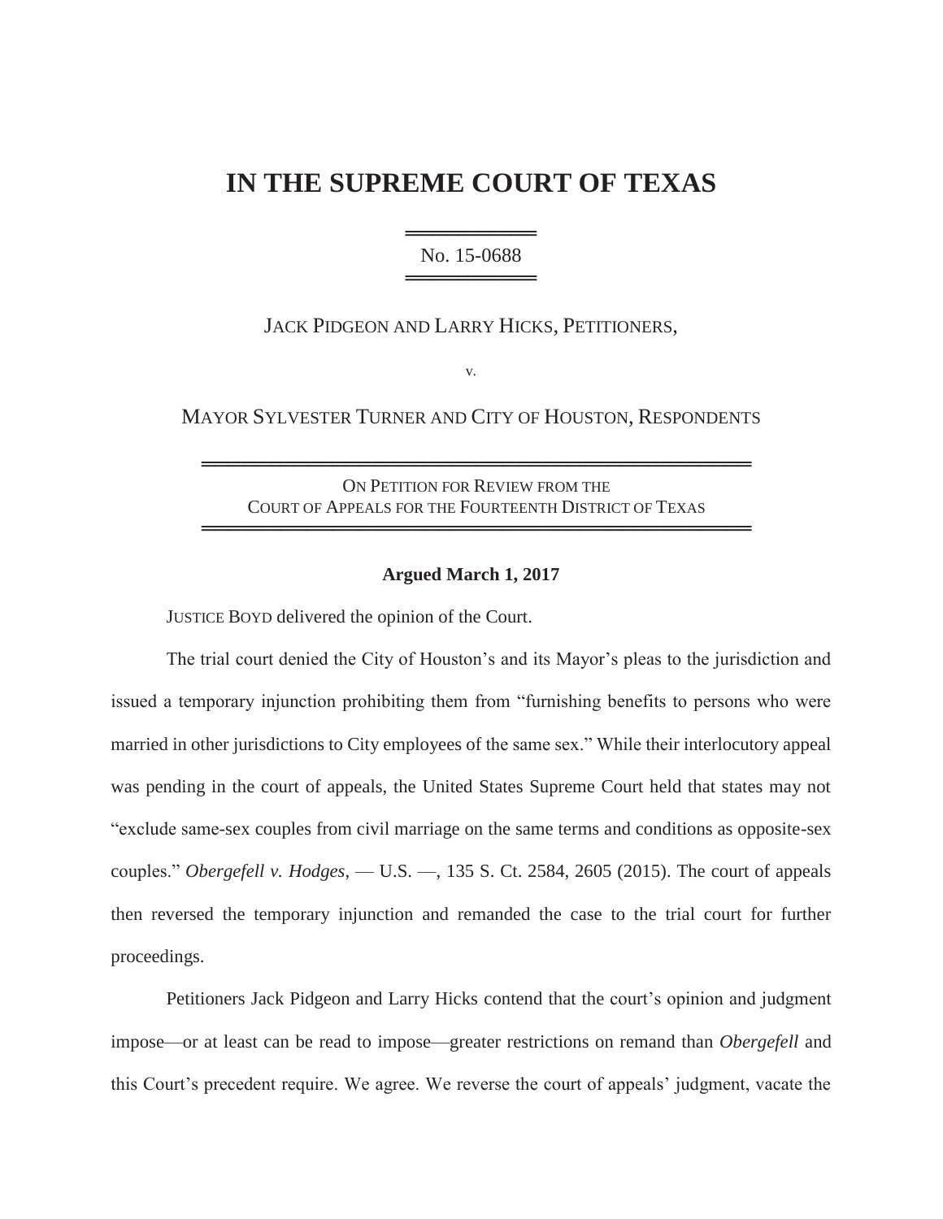# IN THE SUPREME COURT OF TEXAS

No. 15-0688

JACK PIDGEON AND LARRY HICKS, PETITIONERS,

v.

MAYOR SYLVESTER TURNER AND CITY OF HOUSTON, RESPONDENTS

ON PETITION FOR REVIEW FROM THE
COURT OF APPEALS FOR THE FOURTEENTH DISTRICT OF TEXAS

**Argued March 1, 2017**

JUSTICE BOYD delivered the opinion of the Court.

The trial court denied the City of Houston's and its Mayor's pleas to the jurisdiction and issued a temporary injunction prohibiting them from "furnishing benefits to persons who were married in other jurisdictions to City employees of the same sex." While their interlocutory appeal was pending in the court of appeals, the United States Supreme Court held that states may not "exclude same-sex couples from civil marriage on the same terms and conditions as opposite-sex couples." *Obergefell v. Hodges*, — U.S. —, 135 S. Ct. 2584, 2605 (2015). The court of appeals then reversed the temporary injunction and remanded the case to the trial court for further proceedings.

Petitioners Jack Pidgeon and Larry Hicks contend that the court's opinion and judgment impose—or at least can be read to impose—greater restrictions on remand than *Obergefell* and this Court's precedent require. We agree. We reverse the court of appeals' judgment, vacate the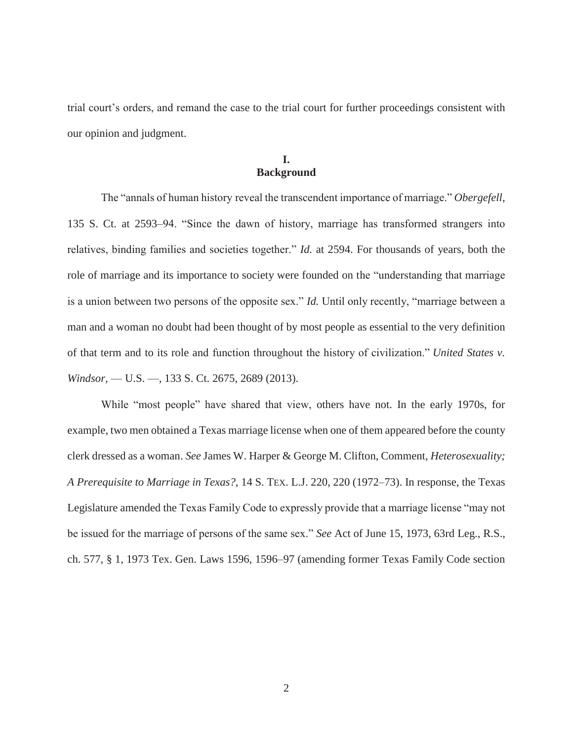trial court's orders, and remand the case to the trial court for further proceedings consistent with our opinion and judgment.

## I. Background

The "annals of human history reveal the transcendent importance of marriage." *Obergefell*, 135 S. Ct. at 2593–94. "Since the dawn of history, marriage has transformed strangers into relatives, binding families and societies together." *Id.* at 2594. For thousands of years, both the role of marriage and its importance to society were founded on the "understanding that marriage is a union between two persons of the opposite sex." *Id.* Until only recently, "marriage between a man and a woman no doubt had been thought of by most people as essential to the very definition of that term and to its role and function throughout the history of civilization." *United States v. Windsor,* — U.S. —, 133 S. Ct. 2675, 2689 (2013).

While "most people" have shared that view, others have not. In the early 1970s, for example, two men obtained a Texas marriage license when one of them appeared before the county clerk dressed as a woman. *See* James W. Harper & George M. Clifton, Comment, *Heterosexuality; A Prerequisite to Marriage in Texas?*, 14 S. TEX. L.J. 220, 220 (1972–73). In response, the Texas Legislature amended the Texas Family Code to expressly provide that a marriage license "may not be issued for the marriage of persons of the same sex." *See* Act of June 15, 1973, 63rd Leg., R.S., ch. 577, § 1, 1973 Tex. Gen. Laws 1596, 1596–97 (amending former Texas Family Code section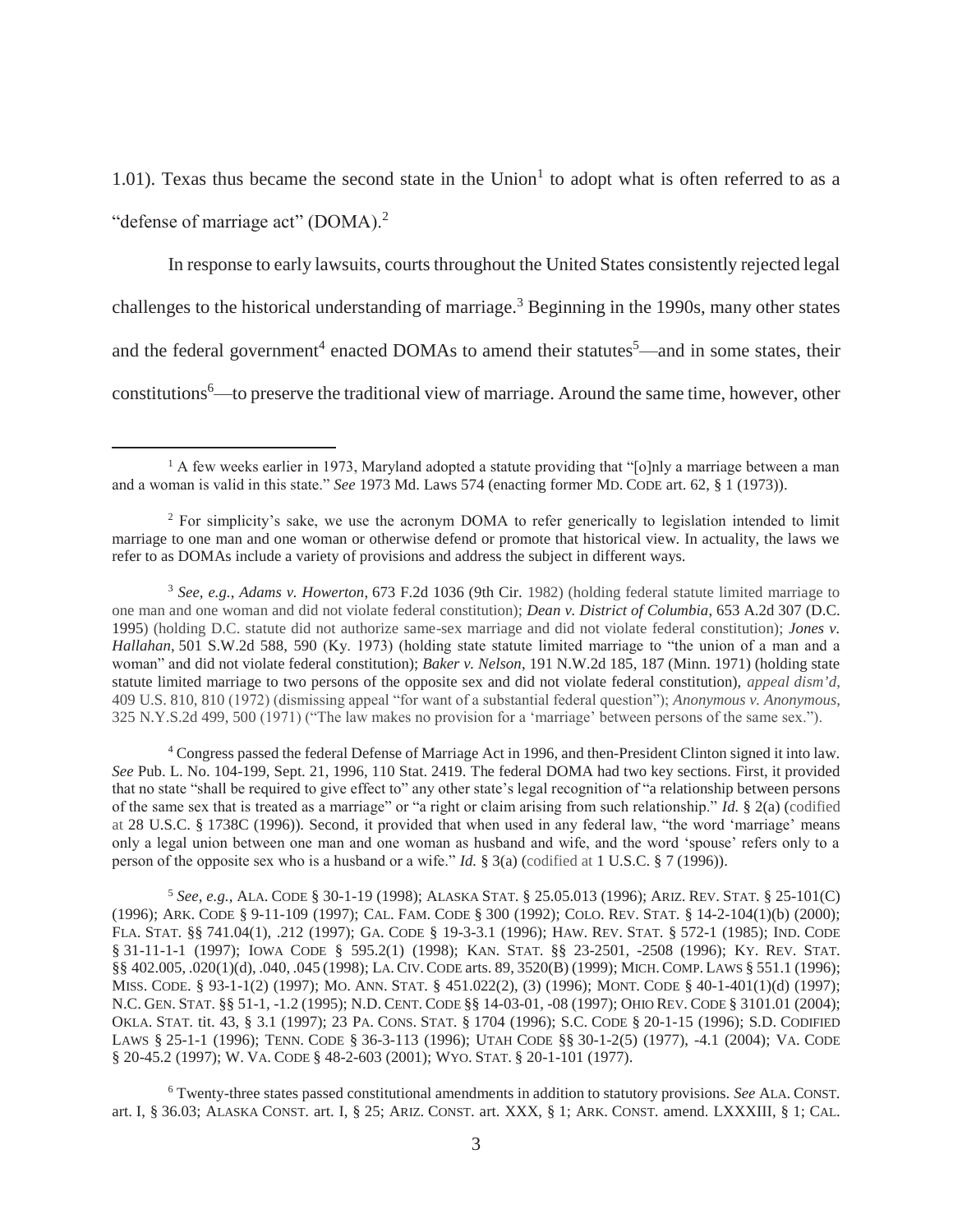1.01). Texas thus became the second state in the Union[1] to adopt what is often referred to as a "defense of marriage act" (DOMA).[2]

In response to early lawsuits, courts throughout the United States consistently rejected legal challenges to the historical understanding of marriage.[3] Beginning in the 1990s, many other states and the federal government[4] enacted DOMAs to amend their statutes[5]—and in some states, their constitutions[6]—to preserve the traditional view of marriage. Around the same time, however, other

---

[1] A few weeks earlier in 1973, Maryland adopted a statute providing that "[o]nly a marriage between a man and a woman is valid in this state." *See* 1973 Md. Laws 574 (enacting former MD. CODE art. 62, § 1 (1973)).

[2] For simplicity's sake, we use the acronym DOMA to refer generically to legislation intended to limit marriage to one man and one woman or otherwise defend or promote that historical view. In actuality, the laws we refer to as DOMAs include a variety of provisions and address the subject in different ways.

[3] *See, e.g.*, *Adams v. Howerton*, 673 F.2d 1036 (9th Cir. 1982) (holding federal statute limited marriage to one man and one woman and did not violate federal constitution); *Dean v. District of Columbia*, 653 A.2d 307 (D.C. 1995) (holding D.C. statute did not authorize same-sex marriage and did not violate federal constitution); *Jones v. Hallahan*, 501 S.W.2d 588, 590 (Ky. 1973) (holding state statute limited marriage to "the union of a man and a woman" and did not violate federal constitution); *Baker v. Nelson*, 191 N.W.2d 185, 187 (Minn. 1971) (holding state statute limited marriage to two persons of the opposite sex and did not violate federal constitution), *appeal dism'd*, 409 U.S. 810, 810 (1972) (dismissing appeal "for want of a substantial federal question"); *Anonymous v. Anonymous*, 325 N.Y.S.2d 499, 500 (1971) ("The law makes no provision for a 'marriage' between persons of the same sex.").

[4] Congress passed the federal Defense of Marriage Act in 1996, and then-President Clinton signed it into law. *See* Pub. L. No. 104-199, Sept. 21, 1996, 110 Stat. 2419. The federal DOMA had two key sections. First, it provided that no state "shall be required to give effect to" any other state's legal recognition of "a relationship between persons of the same sex that is treated as a marriage" or "a right or claim arising from such relationship." *Id.* § 2(a) (codified at 28 U.S.C. § 1738C (1996)). Second, it provided that when used in any federal law, "the word 'marriage' means only a legal union between one man and one woman as husband and wife, and the word 'spouse' refers only to a person of the opposite sex who is a husband or a wife." *Id.* § 3(a) (codified at 1 U.S.C. § 7 (1996)).

[5] *See, e.g.*, ALA. CODE § 30-1-19 (1998); ALASKA STAT. § 25.05.013 (1996); ARIZ. REV. STAT. § 25-101(C) (1996); ARK. CODE § 9-11-109 (1997); CAL. FAM. CODE § 300 (1992); COLO. REV. STAT. § 14-2-104(1)(b) (2000); FLA. STAT. §§ 741.04(1), .212 (1997); GA. CODE § 19-3-3.1 (1996); HAW. REV. STAT. § 572-1 (1985); IND. CODE § 31-11-1-1 (1997); IOWA CODE § 595.2(1) (1998); KAN. STAT. §§ 23-2501, -2508 (1996); KY. REV. STAT. §§ 402.005, .020(1)(d), .040, .045 (1998); LA. CIV. CODE arts. 89, 3520(B) (1999); MICH. COMP. LAWS § 551.1 (1996); MISS. CODE. § 93-1-1(2) (1997); MO. ANN. STAT. § 451.022(2), (3) (1996); MONT. CODE § 40-1-401(1)(d) (1997); N.C. GEN. STAT. §§ 51-1, -1.2 (1995); N.D. CENT. CODE §§ 14-03-01, -08 (1997); OHIO REV. CODE § 3101.01 (2004); OKLA. STAT. tit. 43, § 3.1 (1997); 23 PA. CONS. STAT. § 1704 (1996); S.C. CODE § 20-1-15 (1996); S.D. CODIFIED LAWS § 25-1-1 (1996); TENN. CODE § 36-3-113 (1996); UTAH CODE §§ 30-1-2(5) (1977), -4.1 (2004); VA. CODE § 20-45.2 (1997); W. VA. CODE § 48-2-603 (2001); WYO. STAT. § 20-1-101 (1977).

[6] Twenty-three states passed constitutional amendments in addition to statutory provisions. *See* ALA. CONST. art. I, § 36.03; ALASKA CONST. art. I, § 25; ARIZ. CONST. art. XXX, § 1; ARK. CONST. amend. LXXXIII, § 1; CAL.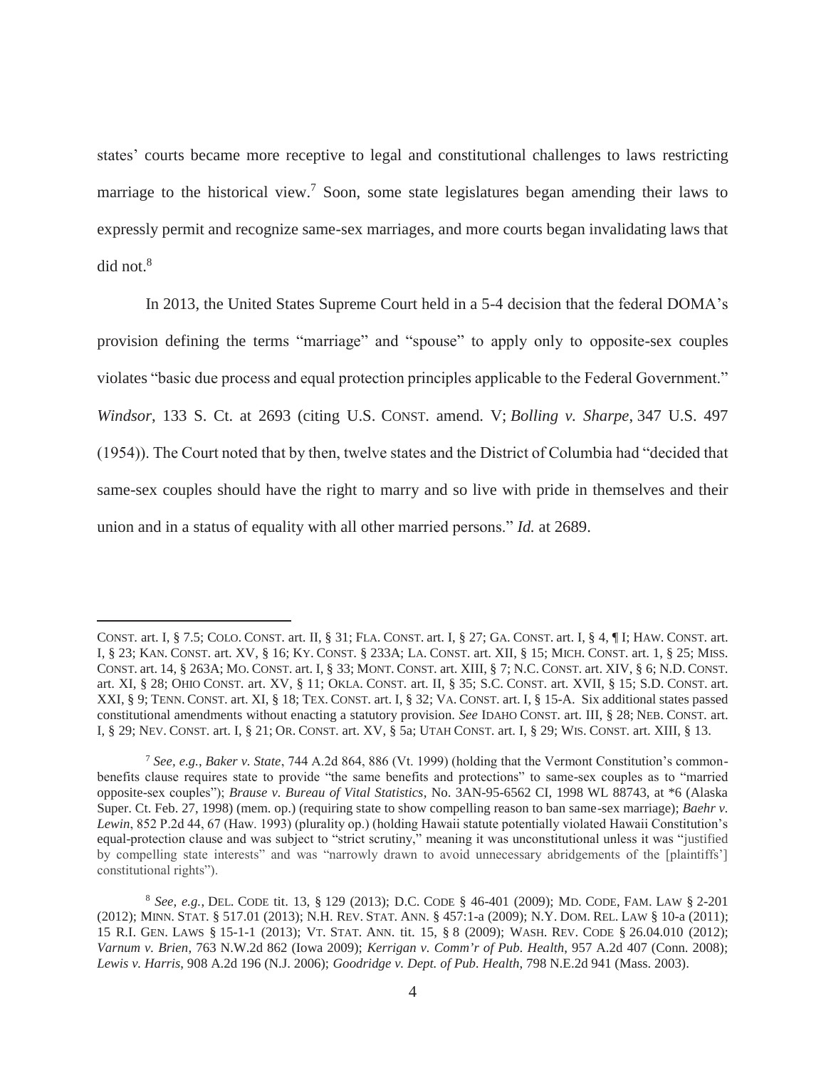states' courts became more receptive to legal and constitutional challenges to laws restricting marriage to the historical view.[7] Soon, some state legislatures began amending their laws to expressly permit and recognize same-sex marriages, and more courts began invalidating laws that did not.[8]

In 2013, the United States Supreme Court held in a 5-4 decision that the federal DOMA's provision defining the terms "marriage" and "spouse" to apply only to opposite-sex couples violates "basic due process and equal protection principles applicable to the Federal Government." *Windsor*, 133 S. Ct. at 2693 (citing U.S. CONST. amend. V; *Bolling v. Sharpe*, 347 U.S. 497 (1954)). The Court noted that by then, twelve states and the District of Columbia had "decided that same-sex couples should have the right to marry and so live with pride in themselves and their union and in a status of equality with all other married persons." *Id.* at 2689.

---

CONST. art. I, § 7.5; COLO. CONST. art. II, § 31; FLA. CONST. art. I, § 27; GA. CONST. art. I, § 4, ¶ I; HAW. CONST. art. I, § 23; KAN. CONST. art. XV, § 16; KY. CONST. § 233A; LA. CONST. art. XII, § 15; MICH. CONST. art. 1, § 25; MISS. CONST. art. 14, § 263A; MO. CONST. art. I, § 33; MONT. CONST. art. XIII, § 7; N.C. CONST. art. XIV, § 6; N.D. CONST. art. XI, § 28; OHIO CONST. art. XV, § 11; OKLA. CONST. art. II, § 35; S.C. CONST. art. XVII, § 15; S.D. CONST. art. XXI, § 9; TENN. CONST. art. XI, § 18; TEX. CONST. art. I, § 32; VA. CONST. art. I, § 15-A. Six additional states passed constitutional amendments without enacting a statutory provision. *See* IDAHO CONST. art. III, § 28; NEB. CONST. art. I, § 29; NEV. CONST. art. I, § 21; OR. CONST. art. XV, § 5a; UTAH CONST. art. I, § 29; WIS. CONST. art. XIII, § 13.

[7] *See, e.g.*, *Baker v. State*, 744 A.2d 864, 886 (Vt. 1999) (holding that the Vermont Constitution's common-benefits clause requires state to provide "the same benefits and protections" to same-sex couples as to "married opposite-sex couples"); *Brause v. Bureau of Vital Statistics*, No. 3AN-95-6562 CI, 1998 WL 88743, at *6 (Alaska Super. Ct. Feb. 27, 1998) (mem. op.) (requiring state to show compelling reason to ban same-sex marriage); *Baehr v. Lewin*, 852 P.2d 44, 67 (Haw. 1993) (plurality op.) (holding Hawaii statute potentially violated Hawaii Constitution's equal-protection clause and was subject to "strict scrutiny," meaning it was unconstitutional unless it was "justified by compelling state interests" and was "narrowly drawn to avoid unnecessary abridgements of the [plaintiffs'] constitutional rights").

[8] *See, e.g.*, DEL. CODE tit. 13, § 129 (2013); D.C. CODE § 46-401 (2009); MD. CODE, FAM. LAW § 2-201 (2012); MINN. STAT. § 517.01 (2013); N.H. REV. STAT. ANN. § 457:1-a (2009); N.Y. DOM. REL. LAW § 10-a (2011); 15 R.I. GEN. LAWS § 15-1-1 (2013); VT. STAT. ANN. tit. 15, § 8 (2009); WASH. REV. CODE § 26.04.010 (2012); *Varnum v. Brien*, 763 N.W.2d 862 (Iowa 2009); *Kerrigan v. Comm'r of Pub. Health*, 957 A.2d 407 (Conn. 2008); *Lewis v. Harris*, 908 A.2d 196 (N.J. 2006); *Goodridge v. Dept. of Pub. Health*, 798 N.E.2d 941 (Mass. 2003).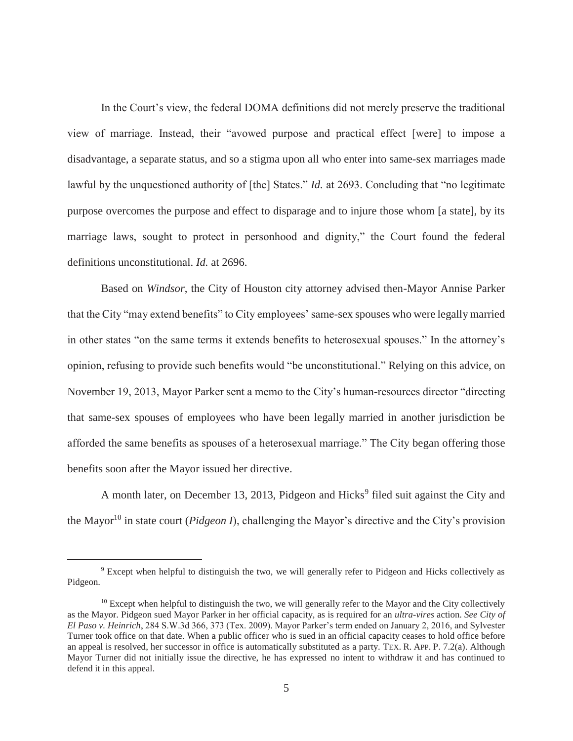In the Court's view, the federal DOMA definitions did not merely preserve the traditional view of marriage. Instead, their "avowed purpose and practical effect [were] to impose a disadvantage, a separate status, and so a stigma upon all who enter into same-sex marriages made lawful by the unquestioned authority of [the] States." *Id.* at 2693. Concluding that "no legitimate purpose overcomes the purpose and effect to disparage and to injure those whom [a state], by its marriage laws, sought to protect in personhood and dignity," the Court found the federal definitions unconstitutional. *Id.* at 2696.

Based on *Windsor*, the City of Houston city attorney advised then-Mayor Annise Parker that the City "may extend benefits" to City employees' same-sex spouses who were legally married in other states "on the same terms it extends benefits to heterosexual spouses." In the attorney's opinion, refusing to provide such benefits would "be unconstitutional." Relying on this advice, on November 19, 2013, Mayor Parker sent a memo to the City's human-resources director "directing that same-sex spouses of employees who have been legally married in another jurisdiction be afforded the same benefits as spouses of a heterosexual marriage." The City began offering those benefits soon after the Mayor issued her directive.

A month later, on December 13, 2013, Pidgeon and Hicks[9] filed suit against the City and the Mayor[10] in state court (*Pidgeon I*), challenging the Mayor's directive and the City's provision

---

[9] Except when helpful to distinguish the two, we will generally refer to Pidgeon and Hicks collectively as Pidgeon.

[10] Except when helpful to distinguish the two, we will generally refer to the Mayor and the City collectively as the Mayor. Pidgeon sued Mayor Parker in her official capacity, as is required for an *ultra-vires* action. *See City of El Paso v. Heinrich*, 284 S.W.3d 366, 373 (Tex. 2009). Mayor Parker's term ended on January 2, 2016, and Sylvester Turner took office on that date. When a public officer who is sued in an official capacity ceases to hold office before an appeal is resolved, her successor in office is automatically substituted as a party. TEX. R. APP. P. 7.2(a). Although Mayor Turner did not initially issue the directive, he has expressed no intent to withdraw it and has continued to defend it in this appeal.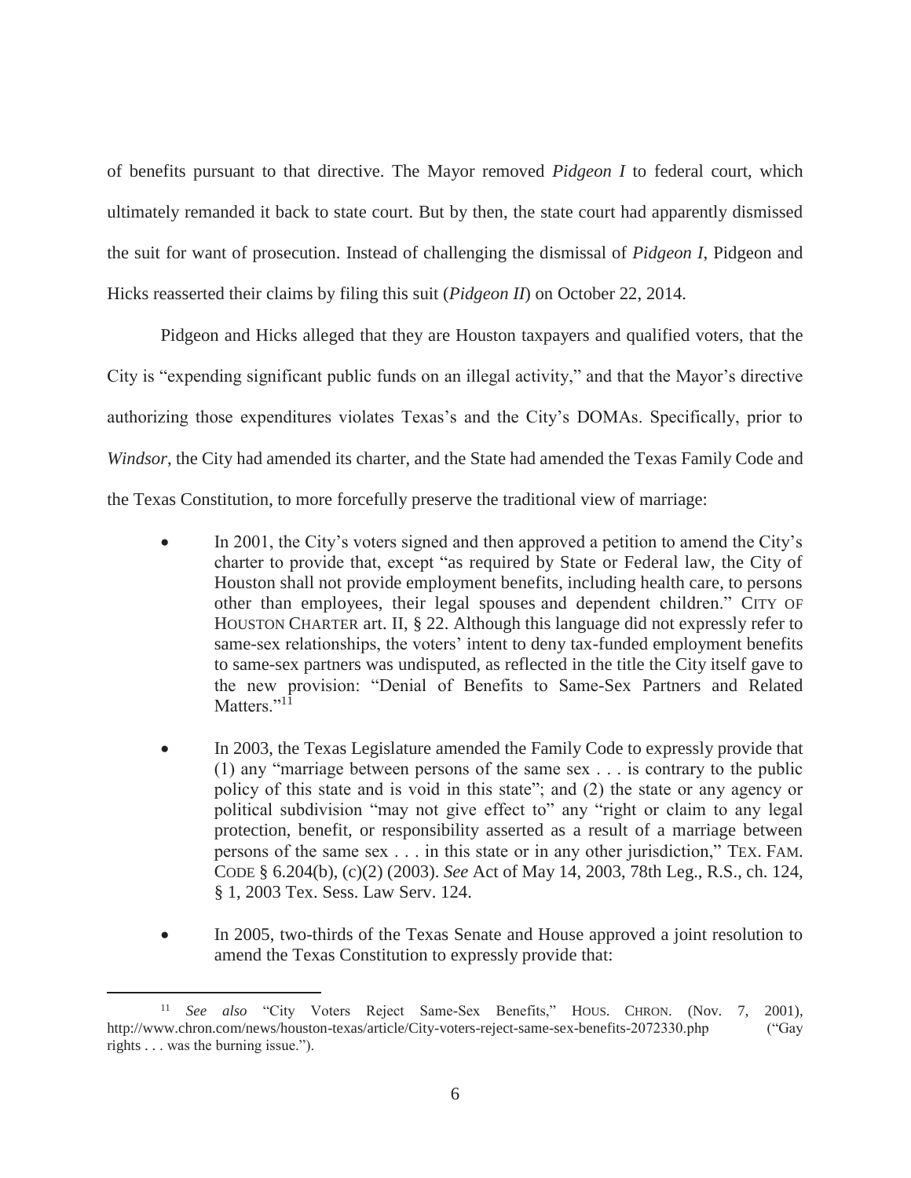of benefits pursuant to that directive. The Mayor removed *Pidgeon I* to federal court, which ultimately remanded it back to state court. But by then, the state court had apparently dismissed the suit for want of prosecution. Instead of challenging the dismissal of *Pidgeon I*, Pidgeon and Hicks reasserted their claims by filing this suit (*Pidgeon II*) on October 22, 2014.

Pidgeon and Hicks alleged that they are Houston taxpayers and qualified voters, that the City is "expending significant public funds on an illegal activity," and that the Mayor's directive authorizing those expenditures violates Texas's and the City's DOMAs. Specifically, prior to *Windsor*, the City had amended its charter, and the State had amended the Texas Family Code and the Texas Constitution, to more forcefully preserve the traditional view of marriage:

- In 2001, the City's voters signed and then approved a petition to amend the City's charter to provide that, except "as required by State or Federal law, the City of Houston shall not provide employment benefits, including health care, to persons other than employees, their legal spouses and dependent children." CITY OF HOUSTON CHARTER art. II, § 22. Although this language did not expressly refer to same-sex relationships, the voters' intent to deny tax-funded employment benefits to same-sex partners was undisputed, as reflected in the title the City itself gave to the new provision: "Denial of Benefits to Same-Sex Partners and Related Matters."[11]

- In 2003, the Texas Legislature amended the Family Code to expressly provide that (1) any "marriage between persons of the same sex . . . is contrary to the public policy of this state and is void in this state"; and (2) the state or any agency or political subdivision "may not give effect to" any "right or claim to any legal protection, benefit, or responsibility asserted as a result of a marriage between persons of the same sex . . . in this state or in any other jurisdiction," TEX. FAM. CODE § 6.204(b), (c)(2) (2003). *See* Act of May 14, 2003, 78th Leg., R.S., ch. 124, § 1, 2003 Tex. Sess. Law Serv. 124.

- In 2005, two-thirds of the Texas Senate and House approved a joint resolution to amend the Texas Constitution to expressly provide that:

---

[11] *See also* "City Voters Reject Same-Sex Benefits," HOUS. CHRON. (Nov. 7, 2001), http://www.chron.com/news/houston-texas/article/City-voters-reject-same-sex-benefits-2072330.php ("Gay rights . . . was the burning issue.").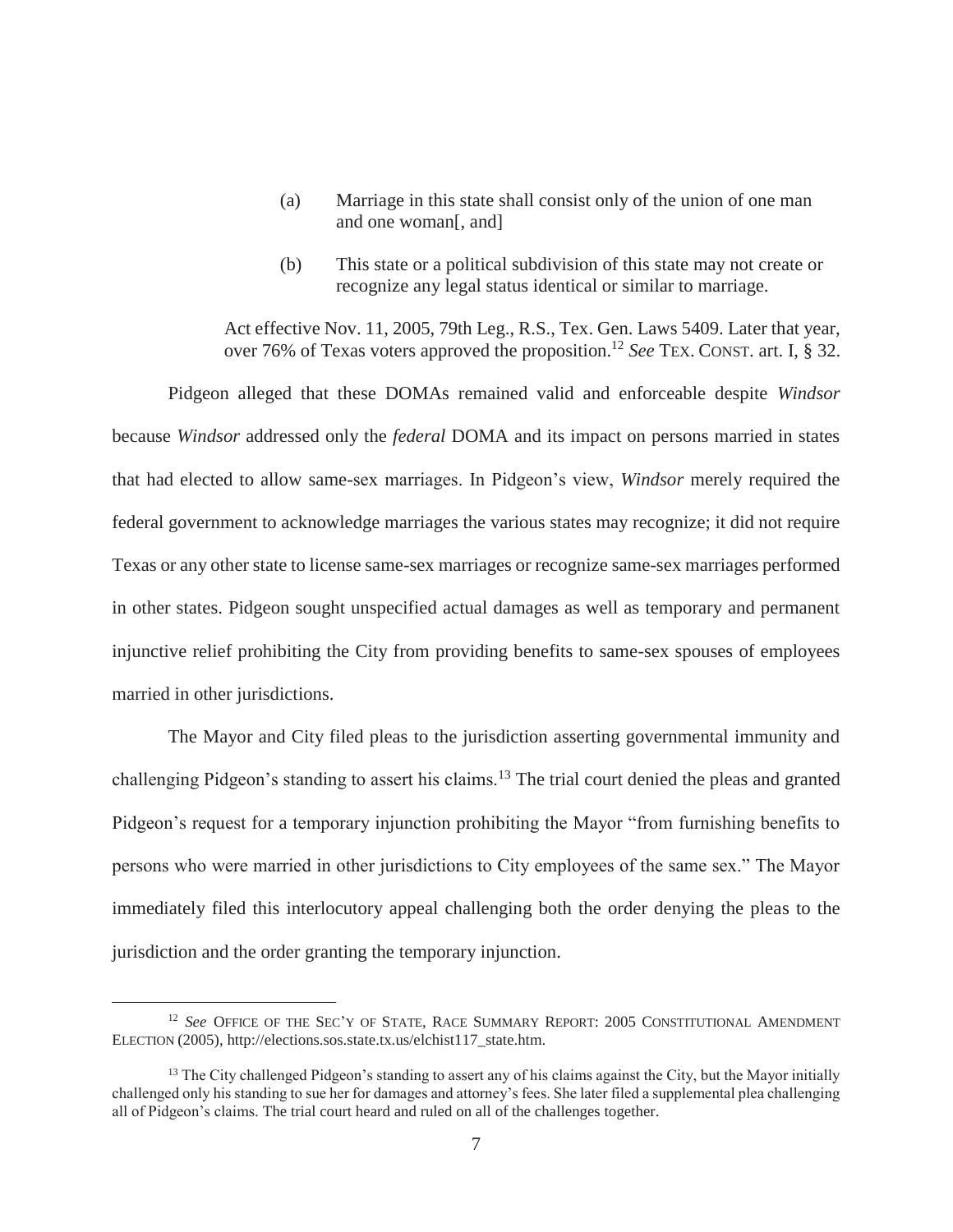> (a) Marriage in this state shall consist only of the union of one man and one woman[, and]
>
> (b) This state or a political subdivision of this state may not create or recognize any legal status identical or similar to marriage.
>
> Act effective Nov. 11, 2005, 79th Leg., R.S., Tex. Gen. Laws 5409. Later that year, over 76% of Texas voters approved the proposition.[12] *See* TEX. CONST. art. I, § 32.

Pidgeon alleged that these DOMAs remained valid and enforceable despite *Windsor* because *Windsor* addressed only the *federal* DOMA and its impact on persons married in states that had elected to allow same-sex marriages. In Pidgeon's view, *Windsor* merely required the federal government to acknowledge marriages the various states may recognize; it did not require Texas or any other state to license same-sex marriages or recognize same-sex marriages performed in other states. Pidgeon sought unspecified actual damages as well as temporary and permanent injunctive relief prohibiting the City from providing benefits to same-sex spouses of employees married in other jurisdictions.

The Mayor and City filed pleas to the jurisdiction asserting governmental immunity and challenging Pidgeon's standing to assert his claims.[13] The trial court denied the pleas and granted Pidgeon's request for a temporary injunction prohibiting the Mayor "from furnishing benefits to persons who were married in other jurisdictions to City employees of the same sex." The Mayor immediately filed this interlocutory appeal challenging both the order denying the pleas to the jurisdiction and the order granting the temporary injunction.

---

[12] *See* OFFICE OF THE SEC'Y OF STATE, RACE SUMMARY REPORT: 2005 CONSTITUTIONAL AMENDMENT ELECTION (2005), http://elections.sos.state.tx.us/elchist117_state.htm.

[13] The City challenged Pidgeon's standing to assert any of his claims against the City, but the Mayor initially challenged only his standing to sue her for damages and attorney's fees. She later filed a supplemental plea challenging all of Pidgeon's claims. The trial court heard and ruled on all of the challenges together.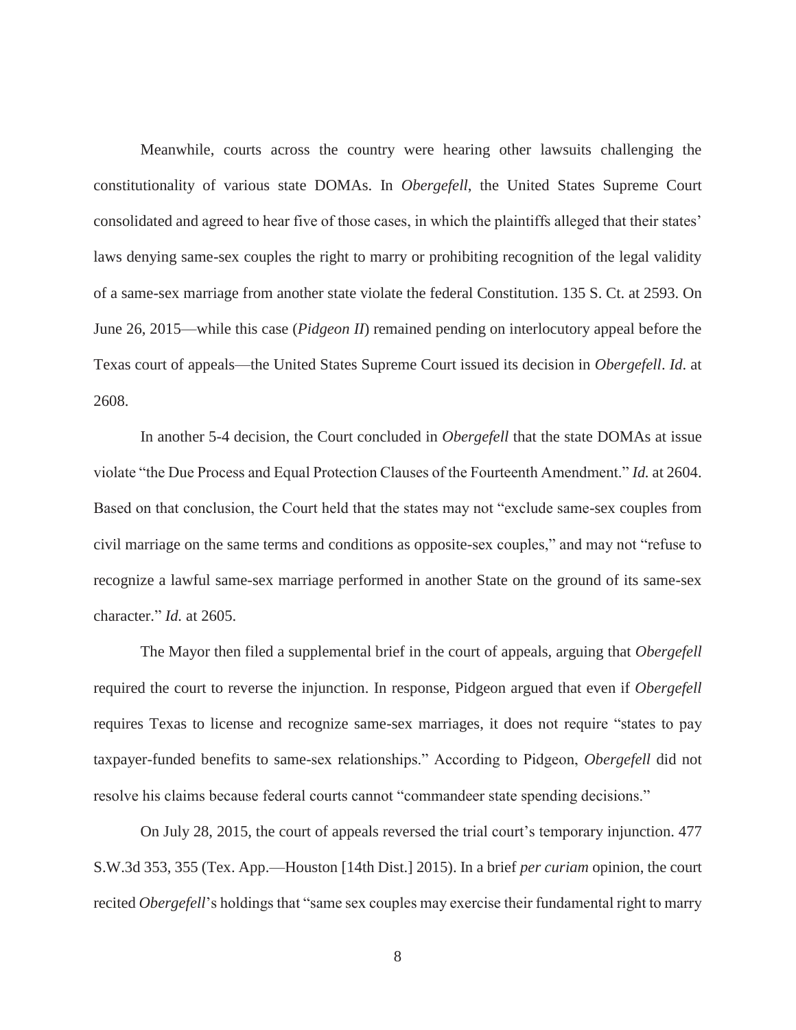Meanwhile, courts across the country were hearing other lawsuits challenging the constitutionality of various state DOMAs. In *Obergefell*, the United States Supreme Court consolidated and agreed to hear five of those cases, in which the plaintiffs alleged that their states' laws denying same-sex couples the right to marry or prohibiting recognition of the legal validity of a same-sex marriage from another state violate the federal Constitution. 135 S. Ct. at 2593. On June 26, 2015—while this case (*Pidgeon II*) remained pending on interlocutory appeal before the Texas court of appeals—the United States Supreme Court issued its decision in *Obergefell*. *Id*. at 2608.

In another 5-4 decision, the Court concluded in *Obergefell* that the state DOMAs at issue violate "the Due Process and Equal Protection Clauses of the Fourteenth Amendment." *Id.* at 2604. Based on that conclusion, the Court held that the states may not "exclude same-sex couples from civil marriage on the same terms and conditions as opposite-sex couples," and may not "refuse to recognize a lawful same-sex marriage performed in another State on the ground of its same-sex character." *Id.* at 2605.

The Mayor then filed a supplemental brief in the court of appeals, arguing that *Obergefell* required the court to reverse the injunction. In response, Pidgeon argued that even if *Obergefell* requires Texas to license and recognize same-sex marriages, it does not require "states to pay taxpayer-funded benefits to same-sex relationships." According to Pidgeon, *Obergefell* did not resolve his claims because federal courts cannot "commandeer state spending decisions."

On July 28, 2015, the court of appeals reversed the trial court's temporary injunction. 477 S.W.3d 353, 355 (Tex. App.—Houston [14th Dist.] 2015). In a brief *per curiam* opinion, the court recited *Obergefell*'s holdings that "same sex couples may exercise their fundamental right to marry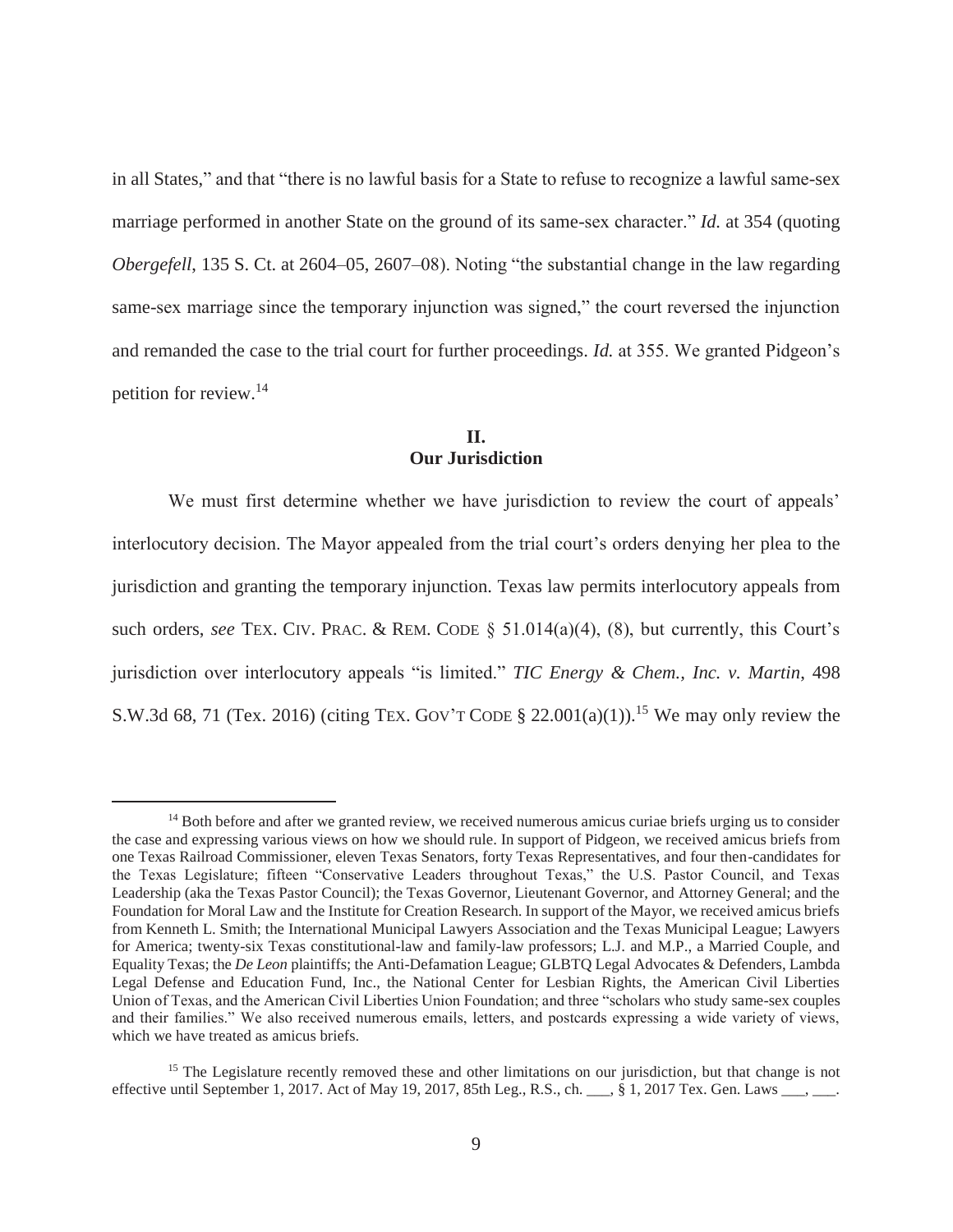in all States," and that "there is no lawful basis for a State to refuse to recognize a lawful same-sex marriage performed in another State on the ground of its same-sex character." *Id.* at 354 (quoting *Obergefell*, 135 S. Ct. at 2604–05, 2607–08). Noting "the substantial change in the law regarding same-sex marriage since the temporary injunction was signed," the court reversed the injunction and remanded the case to the trial court for further proceedings. *Id.* at 355. We granted Pidgeon's petition for review.[14]

## II.
## Our Jurisdiction

We must first determine whether we have jurisdiction to review the court of appeals' interlocutory decision. The Mayor appealed from the trial court's orders denying her plea to the jurisdiction and granting the temporary injunction. Texas law permits interlocutory appeals from such orders, *see* TEX. CIV. PRAC. & REM. CODE § 51.014(a)(4), (8), but currently, this Court's jurisdiction over interlocutory appeals "is limited." *TIC Energy & Chem., Inc. v. Martin*, 498 S.W.3d 68, 71 (Tex. 2016) (citing TEX. GOV'T CODE § 22.001(a)(1)).[15] We may only review the

---

[14] Both before and after we granted review, we received numerous amicus curiae briefs urging us to consider the case and expressing various views on how we should rule. In support of Pidgeon, we received amicus briefs from one Texas Railroad Commissioner, eleven Texas Senators, forty Texas Representatives, and four then-candidates for the Texas Legislature; fifteen "Conservative Leaders throughout Texas," the U.S. Pastor Council, and Texas Leadership (aka the Texas Pastor Council); the Texas Governor, Lieutenant Governor, and Attorney General; and the Foundation for Moral Law and the Institute for Creation Research. In support of the Mayor, we received amicus briefs from Kenneth L. Smith; the International Municipal Lawyers Association and the Texas Municipal League; Lawyers for America; twenty-six Texas constitutional-law and family-law professors; L.J. and M.P., a Married Couple, and Equality Texas; the *De Leon* plaintiffs; the Anti-Defamation League; GLBTQ Legal Advocates & Defenders, Lambda Legal Defense and Education Fund, Inc., the National Center for Lesbian Rights, the American Civil Liberties Union of Texas, and the American Civil Liberties Union Foundation; and three "scholars who study same-sex couples and their families." We also received numerous emails, letters, and postcards expressing a wide variety of views, which we have treated as amicus briefs.

[15] The Legislature recently removed these and other limitations on our jurisdiction, but that change is not effective until September 1, 2017. Act of May 19, 2017, 85th Leg., R.S., ch. ___, § 1, 2017 Tex. Gen. Laws ___, ___.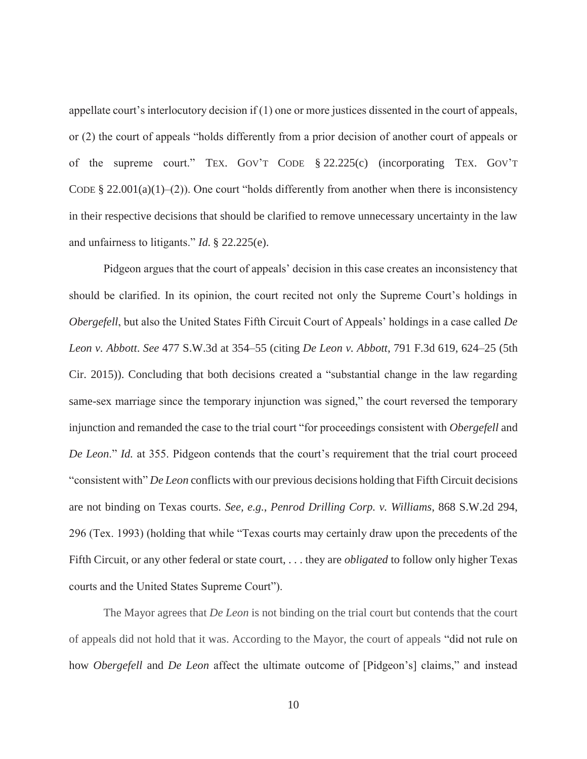appellate court's interlocutory decision if (1) one or more justices dissented in the court of appeals, or (2) the court of appeals "holds differently from a prior decision of another court of appeals or of the supreme court." TEX. GOV'T CODE § 22.225(c) (incorporating TEX. GOV'T CODE § 22.001(a)(1)–(2)). One court "holds differently from another when there is inconsistency in their respective decisions that should be clarified to remove unnecessary uncertainty in the law and unfairness to litigants." *Id.* § 22.225(e).

Pidgeon argues that the court of appeals' decision in this case creates an inconsistency that should be clarified. In its opinion, the court recited not only the Supreme Court's holdings in *Obergefell*, but also the United States Fifth Circuit Court of Appeals' holdings in a case called *De Leon v. Abbott*. *See* 477 S.W.3d at 354–55 (citing *De Leon v. Abbott*, 791 F.3d 619, 624–25 (5th Cir. 2015)). Concluding that both decisions created a "substantial change in the law regarding same-sex marriage since the temporary injunction was signed," the court reversed the temporary injunction and remanded the case to the trial court "for proceedings consistent with *Obergefell* and *De Leon*." *Id.* at 355. Pidgeon contends that the court's requirement that the trial court proceed "consistent with" *De Leon* conflicts with our previous decisions holding that Fifth Circuit decisions are not binding on Texas courts. *See, e.g.*, *Penrod Drilling Corp. v. Williams*, 868 S.W.2d 294, 296 (Tex. 1993) (holding that while "Texas courts may certainly draw upon the precedents of the Fifth Circuit, or any other federal or state court, . . . they are *obligated* to follow only higher Texas courts and the United States Supreme Court").

The Mayor agrees that *De Leon* is not binding on the trial court but contends that the court of appeals did not hold that it was. According to the Mayor, the court of appeals "did not rule on how *Obergefell* and *De Leon* affect the ultimate outcome of [Pidgeon's] claims," and instead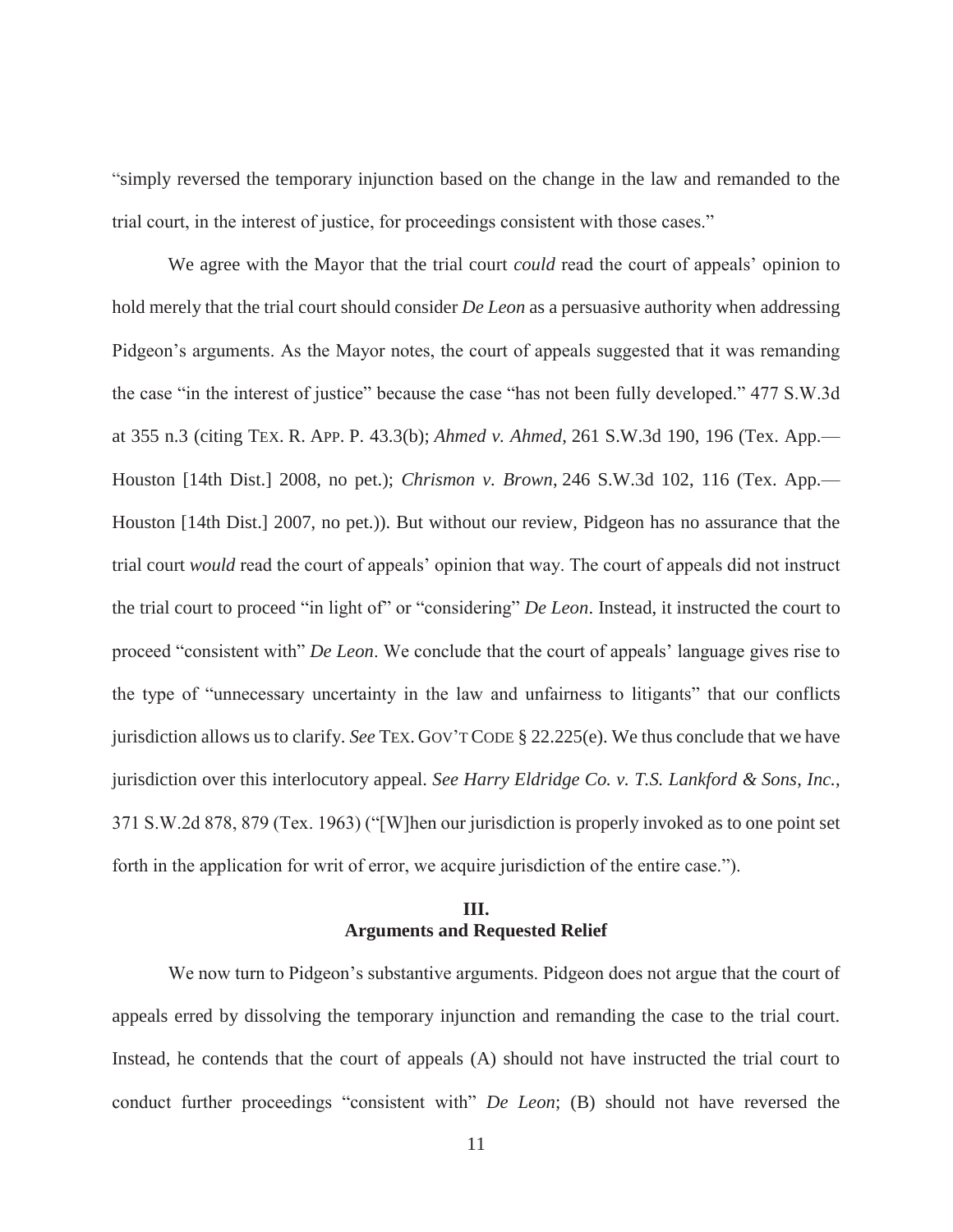"simply reversed the temporary injunction based on the change in the law and remanded to the trial court, in the interest of justice, for proceedings consistent with those cases."

We agree with the Mayor that the trial court *could* read the court of appeals' opinion to hold merely that the trial court should consider *De Leon* as a persuasive authority when addressing Pidgeon's arguments. As the Mayor notes, the court of appeals suggested that it was remanding the case "in the interest of justice" because the case "has not been fully developed." 477 S.W.3d at 355 n.3 (citing TEX. R. APP. P. 43.3(b); *Ahmed v. Ahmed*, 261 S.W.3d 190, 196 (Tex. App.—Houston [14th Dist.] 2008, no pet.); *Chrismon v. Brown*, 246 S.W.3d 102, 116 (Tex. App.—Houston [14th Dist.] 2007, no pet.)). But without our review, Pidgeon has no assurance that the trial court *would* read the court of appeals' opinion that way. The court of appeals did not instruct the trial court to proceed "in light of" or "considering" *De Leon*. Instead, it instructed the court to proceed "consistent with" *De Leon*. We conclude that the court of appeals' language gives rise to the type of "unnecessary uncertainty in the law and unfairness to litigants" that our conflicts jurisdiction allows us to clarify. *See* TEX. GOV'T CODE § 22.225(e). We thus conclude that we have jurisdiction over this interlocutory appeal. *See Harry Eldridge Co. v. T.S. Lankford & Sons, Inc.*, 371 S.W.2d 878, 879 (Tex. 1963) ("[W]hen our jurisdiction is properly invoked as to one point set forth in the application for writ of error, we acquire jurisdiction of the entire case.").

## III. Arguments and Requested Relief

We now turn to Pidgeon's substantive arguments. Pidgeon does not argue that the court of appeals erred by dissolving the temporary injunction and remanding the case to the trial court. Instead, he contends that the court of appeals (A) should not have instructed the trial court to conduct further proceedings "consistent with" *De Leon*; (B) should not have reversed the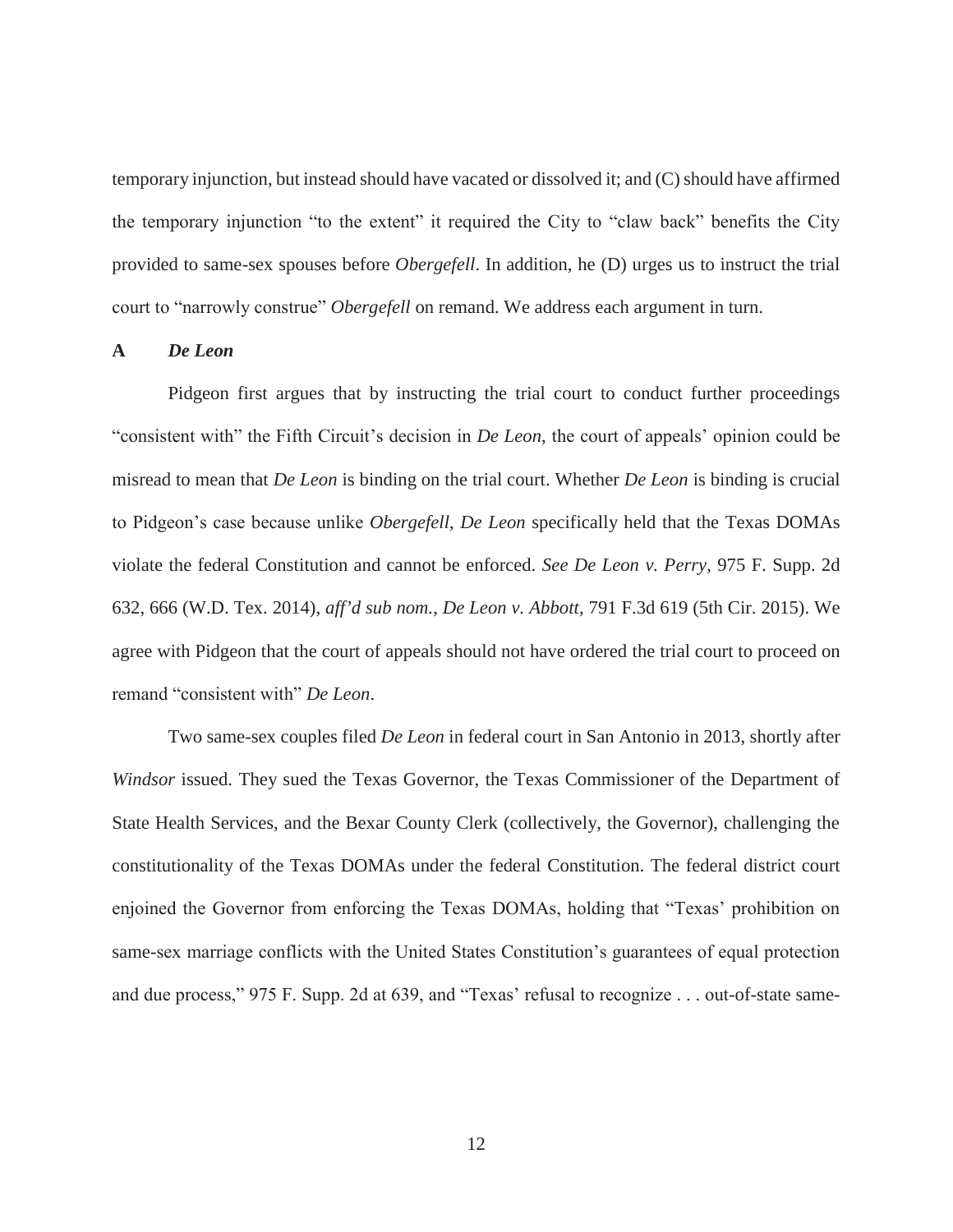temporary injunction, but instead should have vacated or dissolved it; and (C) should have affirmed the temporary injunction "to the extent" it required the City to "claw back" benefits the City provided to same-sex spouses before *Obergefell*. In addition, he (D) urges us to instruct the trial court to "narrowly construe" *Obergefell* on remand. We address each argument in turn.

### A *De Leon*

Pidgeon first argues that by instructing the trial court to conduct further proceedings "consistent with" the Fifth Circuit's decision in *De Leon*, the court of appeals' opinion could be misread to mean that *De Leon* is binding on the trial court. Whether *De Leon* is binding is crucial to Pidgeon's case because unlike *Obergefell*, *De Leon* specifically held that the Texas DOMAs violate the federal Constitution and cannot be enforced. *See De Leon v. Perry*, 975 F. Supp. 2d 632, 666 (W.D. Tex. 2014), *aff'd sub nom.*, *De Leon v. Abbott*, 791 F.3d 619 (5th Cir. 2015). We agree with Pidgeon that the court of appeals should not have ordered the trial court to proceed on remand "consistent with" *De Leon*.

Two same-sex couples filed *De Leon* in federal court in San Antonio in 2013, shortly after *Windsor* issued. They sued the Texas Governor, the Texas Commissioner of the Department of State Health Services, and the Bexar County Clerk (collectively, the Governor), challenging the constitutionality of the Texas DOMAs under the federal Constitution. The federal district court enjoined the Governor from enforcing the Texas DOMAs, holding that "Texas' prohibition on same-sex marriage conflicts with the United States Constitution's guarantees of equal protection and due process," 975 F. Supp. 2d at 639, and "Texas' refusal to recognize . . . out-of-state same-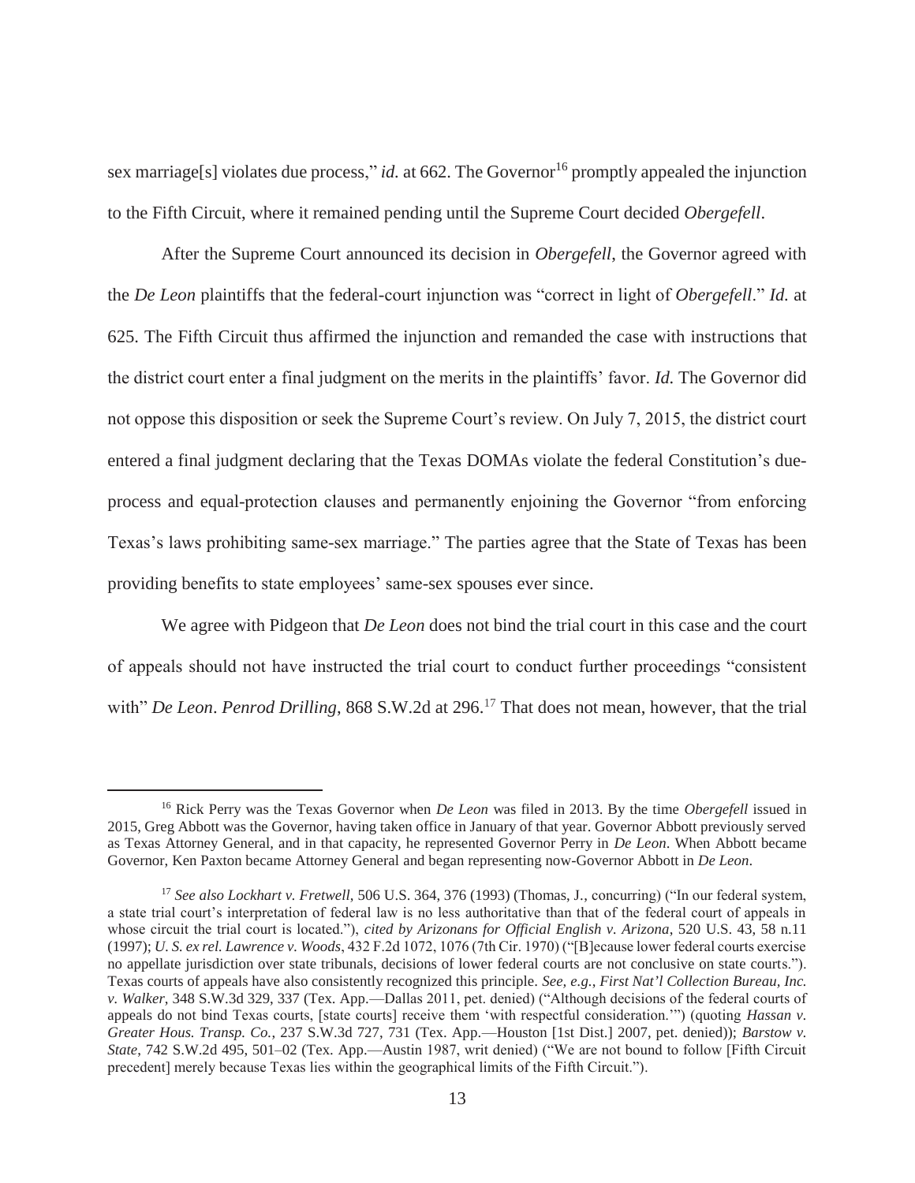sex marriage[s] violates due process," *id.* at 662. The Governor[16] promptly appealed the injunction to the Fifth Circuit, where it remained pending until the Supreme Court decided *Obergefell*.

After the Supreme Court announced its decision in *Obergefell*, the Governor agreed with the *De Leon* plaintiffs that the federal-court injunction was "correct in light of *Obergefell*." *Id.* at 625. The Fifth Circuit thus affirmed the injunction and remanded the case with instructions that the district court enter a final judgment on the merits in the plaintiffs' favor. *Id.* The Governor did not oppose this disposition or seek the Supreme Court's review. On July 7, 2015, the district court entered a final judgment declaring that the Texas DOMAs violate the federal Constitution's due-process and equal-protection clauses and permanently enjoining the Governor "from enforcing Texas's laws prohibiting same-sex marriage." The parties agree that the State of Texas has been providing benefits to state employees' same-sex spouses ever since.

We agree with Pidgeon that *De Leon* does not bind the trial court in this case and the court of appeals should not have instructed the trial court to conduct further proceedings "consistent with" *De Leon*. *Penrod Drilling*, 868 S.W.2d at 296.[17] That does not mean, however, that the trial

---

[16] Rick Perry was the Texas Governor when *De Leon* was filed in 2013. By the time *Obergefell* issued in 2015, Greg Abbott was the Governor, having taken office in January of that year. Governor Abbott previously served as Texas Attorney General, and in that capacity, he represented Governor Perry in *De Leon*. When Abbott became Governor, Ken Paxton became Attorney General and began representing now-Governor Abbott in *De Leon*.

[17] *See also Lockhart v. Fretwell*, 506 U.S. 364, 376 (1993) (Thomas, J., concurring) ("In our federal system, a state trial court's interpretation of federal law is no less authoritative than that of the federal court of appeals in whose circuit the trial court is located."), *cited by Arizonans for Official English v. Arizona*, 520 U.S. 43, 58 n.11 (1997); *U. S. ex rel. Lawrence v. Woods*, 432 F.2d 1072, 1076 (7th Cir. 1970) ("[B]ecause lower federal courts exercise no appellate jurisdiction over state tribunals, decisions of lower federal courts are not conclusive on state courts."). Texas courts of appeals have also consistently recognized this principle. *See, e.g.*, *First Nat'l Collection Bureau, Inc. v. Walker*, 348 S.W.3d 329, 337 (Tex. App.—Dallas 2011, pet. denied) ("Although decisions of the federal courts of appeals do not bind Texas courts, [state courts] receive them 'with respectful consideration.'") (quoting *Hassan v. Greater Hous. Transp. Co.*, 237 S.W.3d 727, 731 (Tex. App.—Houston [1st Dist.] 2007, pet. denied)); *Barstow v. State*, 742 S.W.2d 495, 501–02 (Tex. App.—Austin 1987, writ denied) ("We are not bound to follow [Fifth Circuit precedent] merely because Texas lies within the geographical limits of the Fifth Circuit.").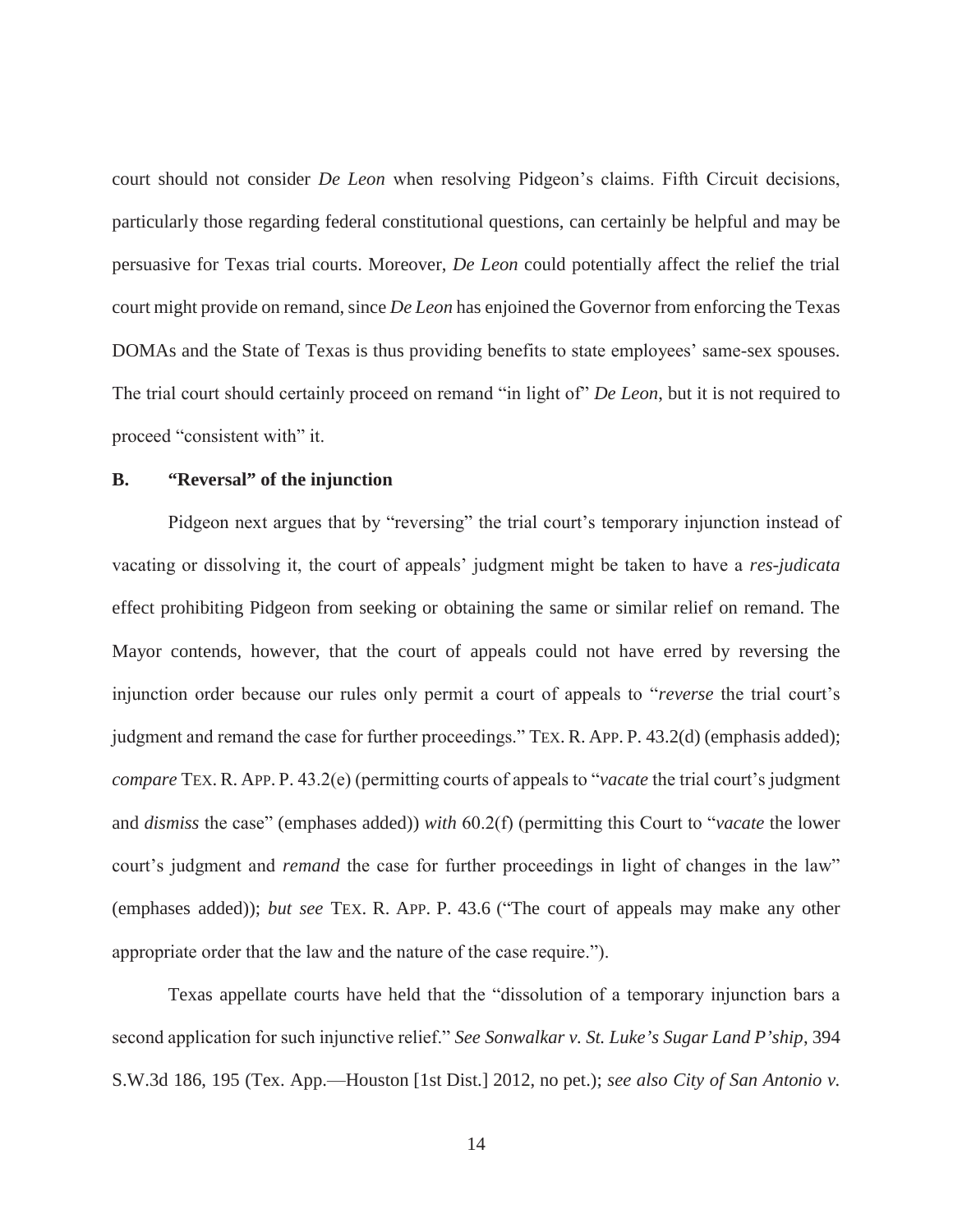court should not consider *De Leon* when resolving Pidgeon's claims. Fifth Circuit decisions, particularly those regarding federal constitutional questions, can certainly be helpful and may be persuasive for Texas trial courts. Moreover, *De Leon* could potentially affect the relief the trial court might provide on remand, since *De Leon* has enjoined the Governor from enforcing the Texas DOMAs and the State of Texas is thus providing benefits to state employees' same-sex spouses. The trial court should certainly proceed on remand "in light of" *De Leon*, but it is not required to proceed "consistent with" it.

### B. "Reversal" of the injunction

Pidgeon next argues that by "reversing" the trial court's temporary injunction instead of vacating or dissolving it, the court of appeals' judgment might be taken to have a *res-judicata* effect prohibiting Pidgeon from seeking or obtaining the same or similar relief on remand. The Mayor contends, however, that the court of appeals could not have erred by reversing the injunction order because our rules only permit a court of appeals to "*reverse* the trial court's judgment and remand the case for further proceedings." TEX. R. APP. P. 43.2(d) (emphasis added); *compare* TEX. R. APP. P. 43.2(e) (permitting courts of appeals to "*vacate* the trial court's judgment and *dismiss* the case" (emphases added)) *with* 60.2(f) (permitting this Court to "*vacate* the lower court's judgment and *remand* the case for further proceedings in light of changes in the law" (emphases added)); *but see* TEX. R. APP. P. 43.6 ("The court of appeals may make any other appropriate order that the law and the nature of the case require.").

Texas appellate courts have held that the "dissolution of a temporary injunction bars a second application for such injunctive relief." *See Sonwalkar v. St. Luke's Sugar Land P'ship*, 394 S.W.3d 186, 195 (Tex. App.—Houston [1st Dist.] 2012, no pet.); *see also City of San Antonio v.*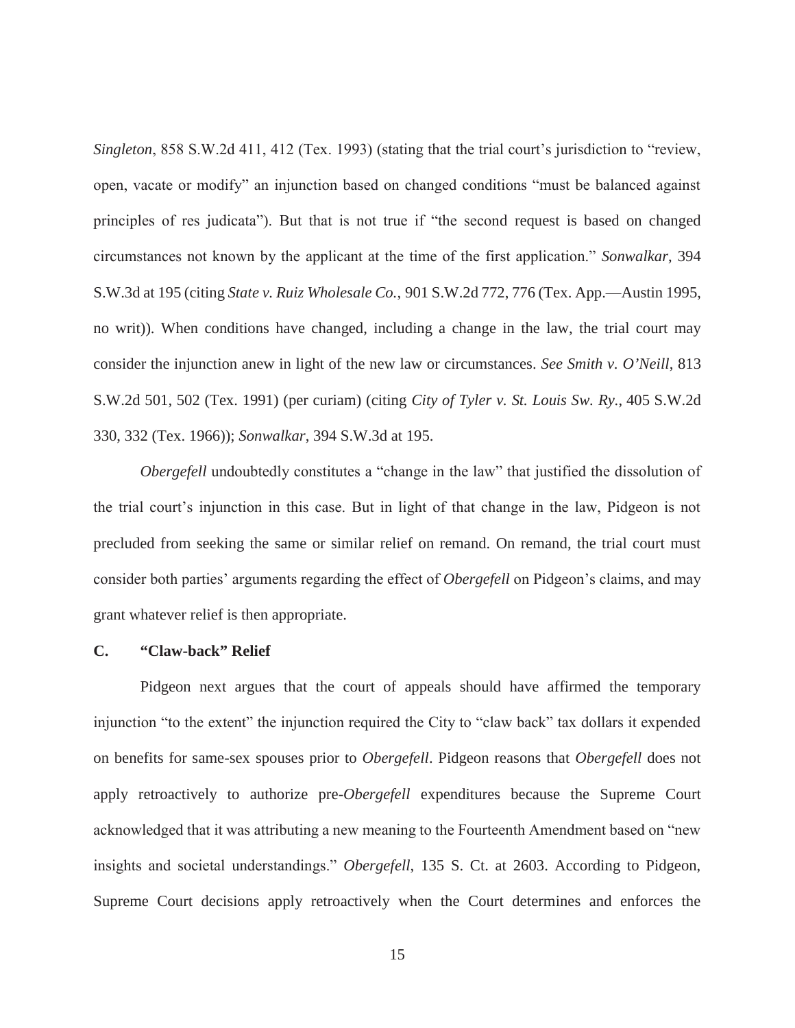*Singleton*, 858 S.W.2d 411, 412 (Tex. 1993) (stating that the trial court's jurisdiction to "review, open, vacate or modify" an injunction based on changed conditions "must be balanced against principles of res judicata"). But that is not true if "the second request is based on changed circumstances not known by the applicant at the time of the first application." *Sonwalkar*, 394 S.W.3d at 195 (citing *State v. Ruiz Wholesale Co.*, 901 S.W.2d 772, 776 (Tex. App.—Austin 1995, no writ)). When conditions have changed, including a change in the law, the trial court may consider the injunction anew in light of the new law or circumstances. *See Smith v. O'Neill*, 813 S.W.2d 501, 502 (Tex. 1991) (per curiam) (citing *City of Tyler v. St. Louis Sw. Ry.*, 405 S.W.2d 330, 332 (Tex. 1966)); *Sonwalkar*, 394 S.W.3d at 195.

*Obergefell* undoubtedly constitutes a "change in the law" that justified the dissolution of the trial court's injunction in this case. But in light of that change in the law, Pidgeon is not precluded from seeking the same or similar relief on remand. On remand, the trial court must consider both parties' arguments regarding the effect of *Obergefell* on Pidgeon's claims, and may grant whatever relief is then appropriate.

### C. "Claw-back" Relief

Pidgeon next argues that the court of appeals should have affirmed the temporary injunction "to the extent" the injunction required the City to "claw back" tax dollars it expended on benefits for same-sex spouses prior to *Obergefell*. Pidgeon reasons that *Obergefell* does not apply retroactively to authorize pre-*Obergefell* expenditures because the Supreme Court acknowledged that it was attributing a new meaning to the Fourteenth Amendment based on "new insights and societal understandings." *Obergefell*, 135 S. Ct. at 2603. According to Pidgeon, Supreme Court decisions apply retroactively when the Court determines and enforces the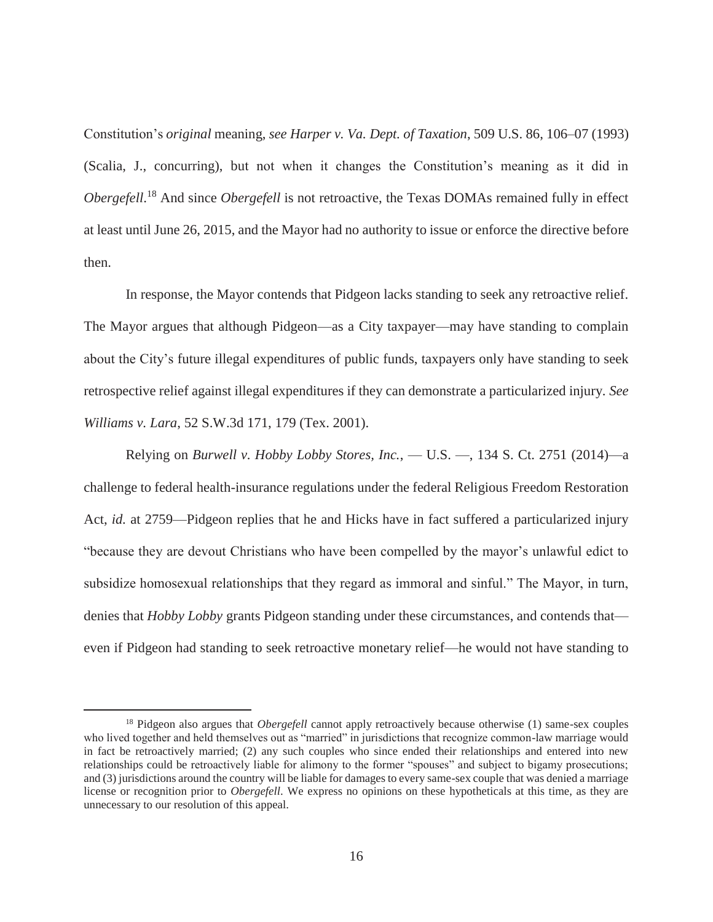Constitution's *original* meaning, *see Harper v. Va. Dept. of Taxation*, 509 U.S. 86, 106–07 (1993) (Scalia, J., concurring), but not when it changes the Constitution's meaning as it did in *Obergefell*.[18] And since *Obergefell* is not retroactive, the Texas DOMAs remained fully in effect at least until June 26, 2015, and the Mayor had no authority to issue or enforce the directive before then.

In response, the Mayor contends that Pidgeon lacks standing to seek any retroactive relief. The Mayor argues that although Pidgeon—as a City taxpayer—may have standing to complain about the City's future illegal expenditures of public funds, taxpayers only have standing to seek retrospective relief against illegal expenditures if they can demonstrate a particularized injury. *See Williams v. Lara*, 52 S.W.3d 171, 179 (Tex. 2001).

Relying on *Burwell v. Hobby Lobby Stores, Inc.*, — U.S. —, 134 S. Ct. 2751 (2014)—a challenge to federal health-insurance regulations under the federal Religious Freedom Restoration Act, *id.* at 2759—Pidgeon replies that he and Hicks have in fact suffered a particularized injury "because they are devout Christians who have been compelled by the mayor's unlawful edict to subsidize homosexual relationships that they regard as immoral and sinful." The Mayor, in turn, denies that *Hobby Lobby* grants Pidgeon standing under these circumstances, and contends that—even if Pidgeon had standing to seek retroactive monetary relief—he would not have standing to

[18] Pidgeon also argues that *Obergefell* cannot apply retroactively because otherwise (1) same-sex couples who lived together and held themselves out as "married" in jurisdictions that recognize common-law marriage would in fact be retroactively married; (2) any such couples who since ended their relationships and entered into new relationships could be retroactively liable for alimony to the former "spouses" and subject to bigamy prosecutions; and (3) jurisdictions around the country will be liable for damages to every same-sex couple that was denied a marriage license or recognition prior to *Obergefell*. We express no opinions on these hypotheticals at this time, as they are unnecessary to our resolution of this appeal.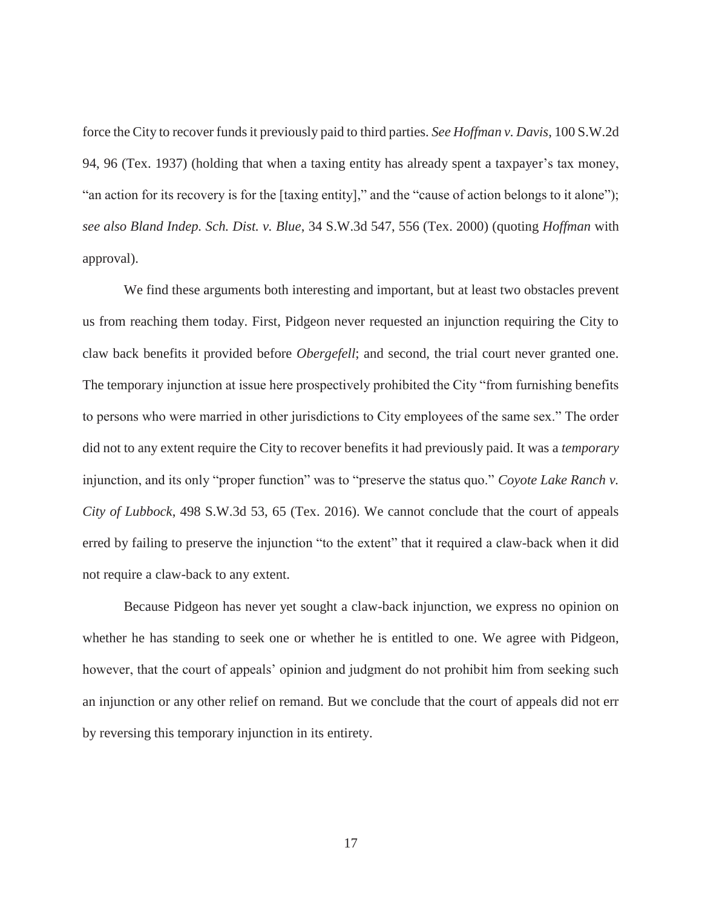force the City to recover funds it previously paid to third parties. *See Hoffman v. Davis*, 100 S.W.2d 94, 96 (Tex. 1937) (holding that when a taxing entity has already spent a taxpayer's tax money, "an action for its recovery is for the [taxing entity]," and the "cause of action belongs to it alone"); *see also Bland Indep. Sch. Dist. v. Blue*, 34 S.W.3d 547, 556 (Tex. 2000) (quoting *Hoffman* with approval).

We find these arguments both interesting and important, but at least two obstacles prevent us from reaching them today. First, Pidgeon never requested an injunction requiring the City to claw back benefits it provided before *Obergefell*; and second, the trial court never granted one. The temporary injunction at issue here prospectively prohibited the City "from furnishing benefits to persons who were married in other jurisdictions to City employees of the same sex." The order did not to any extent require the City to recover benefits it had previously paid. It was a *temporary* injunction, and its only "proper function" was to "preserve the status quo." *Coyote Lake Ranch v. City of Lubbock*, 498 S.W.3d 53, 65 (Tex. 2016). We cannot conclude that the court of appeals erred by failing to preserve the injunction "to the extent" that it required a claw-back when it did not require a claw-back to any extent.

Because Pidgeon has never yet sought a claw-back injunction, we express no opinion on whether he has standing to seek one or whether he is entitled to one. We agree with Pidgeon, however, that the court of appeals' opinion and judgment do not prohibit him from seeking such an injunction or any other relief on remand. But we conclude that the court of appeals did not err by reversing this temporary injunction in its entirety.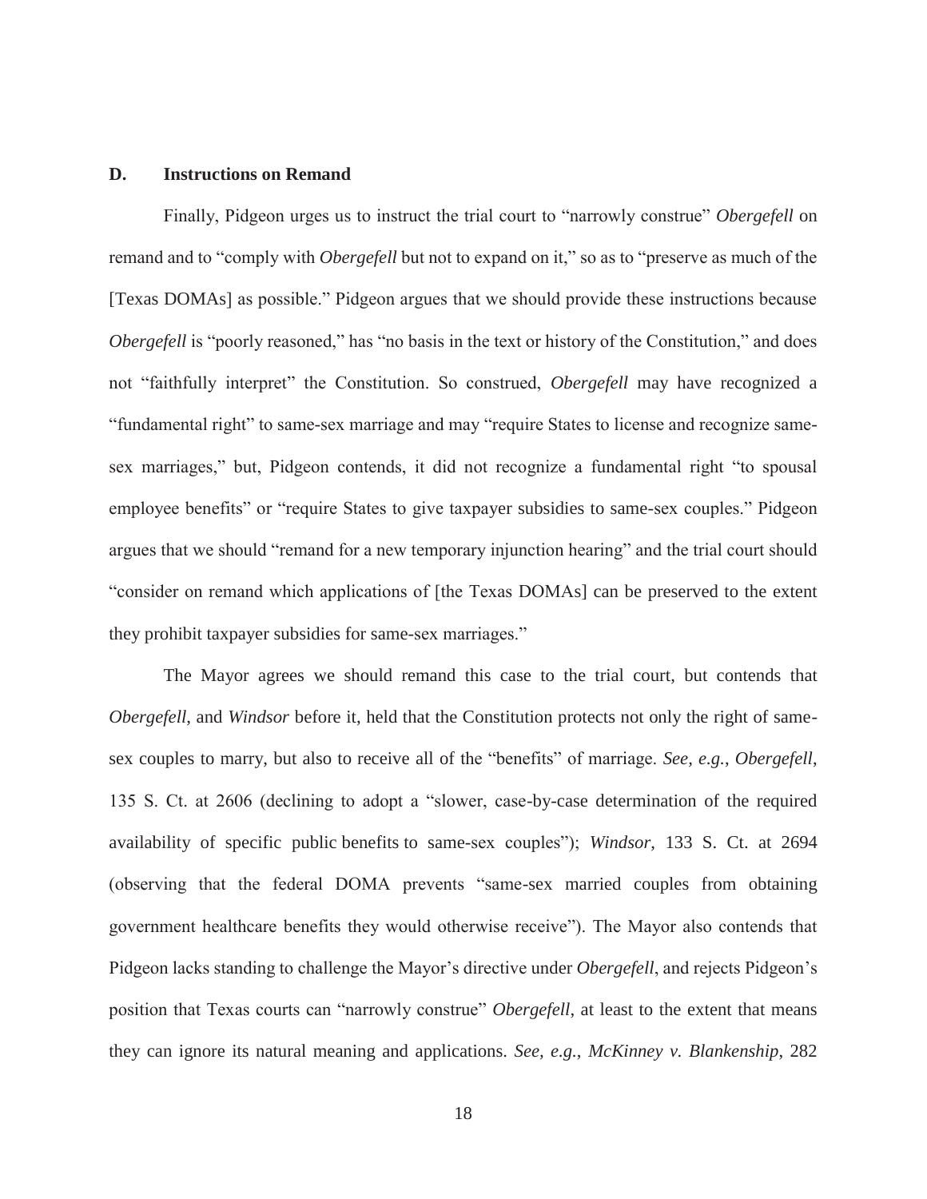### D. Instructions on Remand

Finally, Pidgeon urges us to instruct the trial court to "narrowly construe" *Obergefell* on remand and to "comply with *Obergefell* but not to expand on it," so as to "preserve as much of the [Texas DOMAs] as possible." Pidgeon argues that we should provide these instructions because *Obergefell* is "poorly reasoned," has "no basis in the text or history of the Constitution," and does not "faithfully interpret" the Constitution. So construed, *Obergefell* may have recognized a "fundamental right" to same-sex marriage and may "require States to license and recognize same-sex marriages," but, Pidgeon contends, it did not recognize a fundamental right "to spousal employee benefits" or "require States to give taxpayer subsidies to same-sex couples." Pidgeon argues that we should "remand for a new temporary injunction hearing" and the trial court should "consider on remand which applications of [the Texas DOMAs] can be preserved to the extent they prohibit taxpayer subsidies for same-sex marriages."

The Mayor agrees we should remand this case to the trial court, but contends that *Obergefell*, and *Windsor* before it, held that the Constitution protects not only the right of same-sex couples to marry, but also to receive all of the "benefits" of marriage. *See, e.g.*, *Obergefell*, 135 S. Ct. at 2606 (declining to adopt a "slower, case-by-case determination of the required availability of specific public benefits to same-sex couples"); *Windsor*, 133 S. Ct. at 2694 (observing that the federal DOMA prevents "same-sex married couples from obtaining government healthcare benefits they would otherwise receive"). The Mayor also contends that Pidgeon lacks standing to challenge the Mayor's directive under *Obergefell*, and rejects Pidgeon's position that Texas courts can "narrowly construe" *Obergefell*, at least to the extent that means they can ignore its natural meaning and applications. *See, e.g.*, *McKinney v. Blankenship*, 282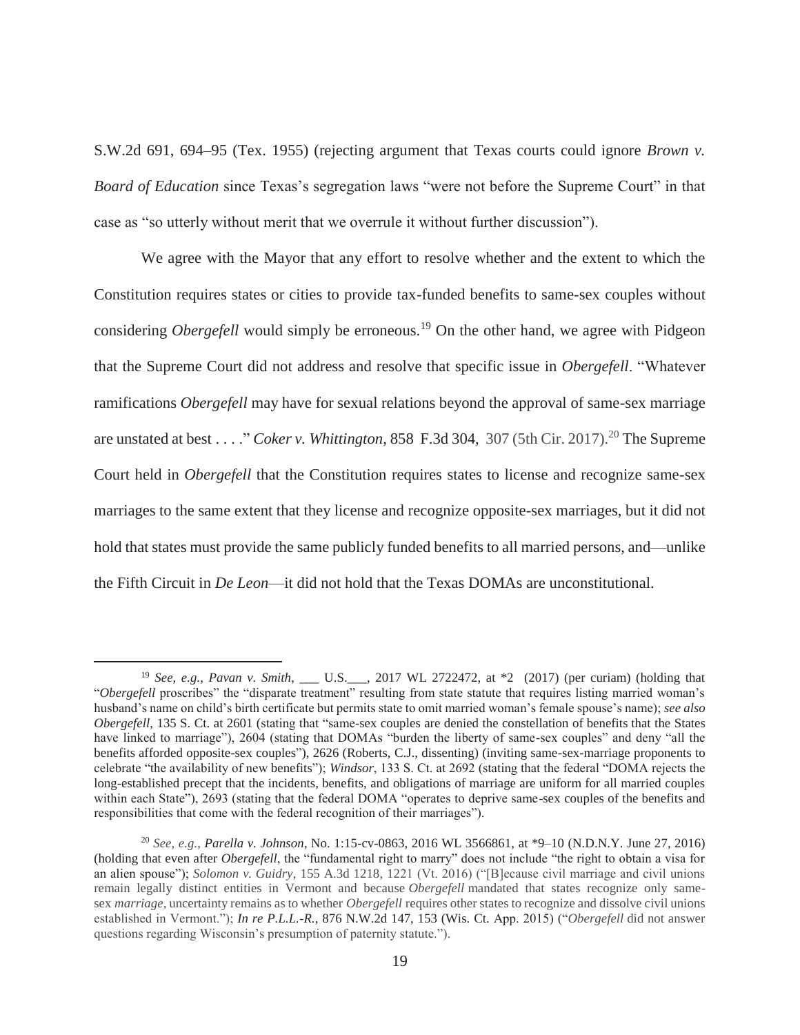S.W.2d 691, 694–95 (Tex. 1955) (rejecting argument that Texas courts could ignore *Brown v. Board of Education* since Texas's segregation laws "were not before the Supreme Court" in that case as "so utterly without merit that we overrule it without further discussion").

We agree with the Mayor that any effort to resolve whether and the extent to which the Constitution requires states or cities to provide tax-funded benefits to same-sex couples without considering *Obergefell* would simply be erroneous.[19] On the other hand, we agree with Pidgeon that the Supreme Court did not address and resolve that specific issue in *Obergefell*. "Whatever ramifications *Obergefell* may have for sexual relations beyond the approval of same-sex marriage are unstated at best . . . ." *Coker v. Whittington*, 858 F.3d 304, 307 (5th Cir. 2017).[20] The Supreme Court held in *Obergefell* that the Constitution requires states to license and recognize same-sex marriages to the same extent that they license and recognize opposite-sex marriages, but it did not hold that states must provide the same publicly funded benefits to all married persons, and—unlike the Fifth Circuit in *De Leon*—it did not hold that the Texas DOMAs are unconstitutional.

---

[19] *See, e.g.*, *Pavan v. Smith*, \_\_\_ U.S.\_\_\_, 2017 WL 2722472, at \*2 (2017) (per curiam) (holding that "*Obergefell* proscribes" the "disparate treatment" resulting from state statute that requires listing married woman's husband's name on child's birth certificate but permits state to omit married woman's female spouse's name); *see also Obergefell*, 135 S. Ct. at 2601 (stating that "same-sex couples are denied the constellation of benefits that the States have linked to marriage"), 2604 (stating that DOMAs "burden the liberty of same-sex couples" and deny "all the benefits afforded opposite-sex couples"), 2626 (Roberts, C.J., dissenting) (inviting same-sex-marriage proponents to celebrate "the availability of new benefits"); *Windsor*, 133 S. Ct. at 2692 (stating that the federal "DOMA rejects the long-established precept that the incidents, benefits, and obligations of marriage are uniform for all married couples within each State"), 2693 (stating that the federal DOMA "operates to deprive same-sex couples of the benefits and responsibilities that come with the federal recognition of their marriages").

[20] *See, e.g.*, *Parella v. Johnson*, No. 1:15-cv-0863, 2016 WL 3566861, at \*9–10 (N.D.N.Y. June 27, 2016) (holding that even after *Obergefell*, the "fundamental right to marry" does not include "the right to obtain a visa for an alien spouse"); *Solomon v. Guidry*, 155 A.3d 1218, 1221 (Vt. 2016) ("[B]ecause civil marriage and civil unions remain legally distinct entities in Vermont and because *Obergefell* mandated that states recognize only same-sex *marriage*, uncertainty remains as to whether *Obergefell* requires other states to recognize and dissolve civil unions established in Vermont."); *In re P.L.L.-R.*, 876 N.W.2d 147, 153 (Wis. Ct. App. 2015) ("*Obergefell* did not answer questions regarding Wisconsin's presumption of paternity statute.").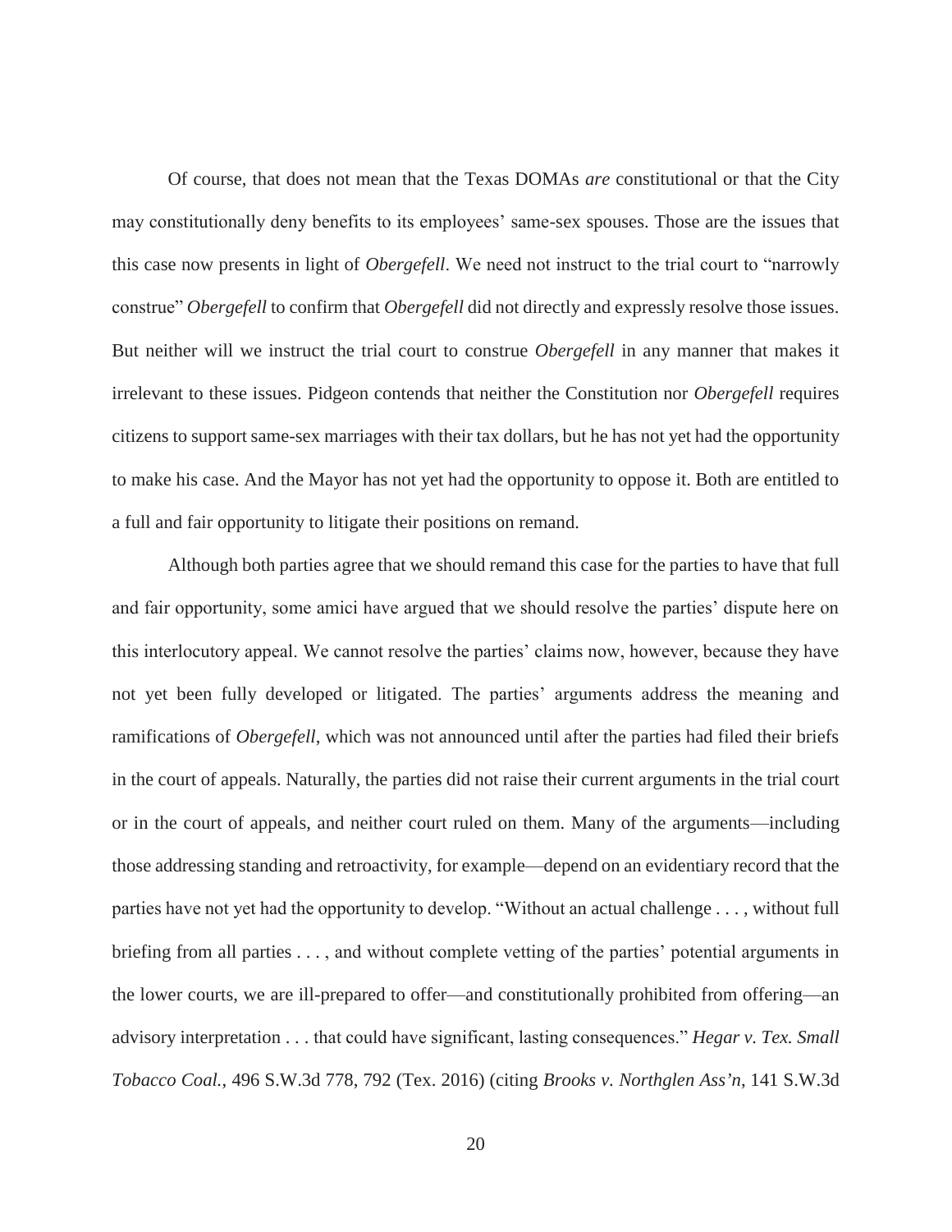Of course, that does not mean that the Texas DOMAs *are* constitutional or that the City may constitutionally deny benefits to its employees' same-sex spouses. Those are the issues that this case now presents in light of *Obergefell*. We need not instruct to the trial court to "narrowly construe" *Obergefell* to confirm that *Obergefell* did not directly and expressly resolve those issues. But neither will we instruct the trial court to construe *Obergefell* in any manner that makes it irrelevant to these issues. Pidgeon contends that neither the Constitution nor *Obergefell* requires citizens to support same-sex marriages with their tax dollars, but he has not yet had the opportunity to make his case. And the Mayor has not yet had the opportunity to oppose it. Both are entitled to a full and fair opportunity to litigate their positions on remand.

Although both parties agree that we should remand this case for the parties to have that full and fair opportunity, some amici have argued that we should resolve the parties' dispute here on this interlocutory appeal. We cannot resolve the parties' claims now, however, because they have not yet been fully developed or litigated. The parties' arguments address the meaning and ramifications of *Obergefell*, which was not announced until after the parties had filed their briefs in the court of appeals. Naturally, the parties did not raise their current arguments in the trial court or in the court of appeals, and neither court ruled on them. Many of the arguments—including those addressing standing and retroactivity, for example—depend on an evidentiary record that the parties have not yet had the opportunity to develop. "Without an actual challenge . . . , without full briefing from all parties . . . , and without complete vetting of the parties' potential arguments in the lower courts, we are ill-prepared to offer—and constitutionally prohibited from offering—an advisory interpretation . . . that could have significant, lasting consequences." *Hegar v. Tex. Small Tobacco Coal.*, 496 S.W.3d 778, 792 (Tex. 2016) (citing *Brooks v. Northglen Ass'n*, 141 S.W.3d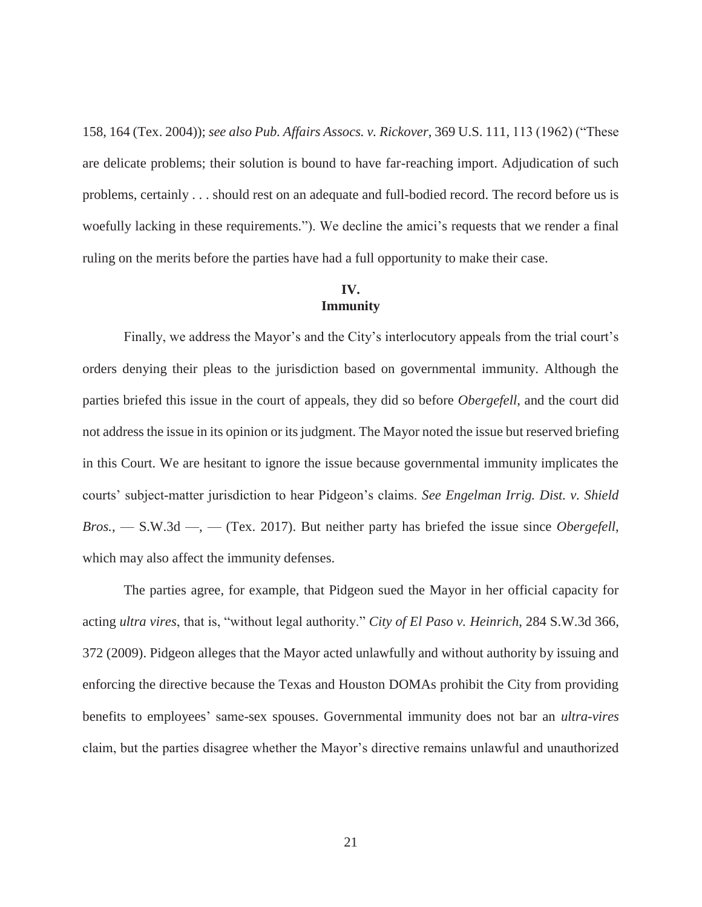158, 164 (Tex. 2004)); *see also Pub. Affairs Assocs. v. Rickover*, 369 U.S. 111, 113 (1962) ("These are delicate problems; their solution is bound to have far-reaching import. Adjudication of such problems, certainly . . . should rest on an adequate and full-bodied record. The record before us is woefully lacking in these requirements."). We decline the amici's requests that we render a final ruling on the merits before the parties have had a full opportunity to make their case.

## IV. Immunity

Finally, we address the Mayor's and the City's interlocutory appeals from the trial court's orders denying their pleas to the jurisdiction based on governmental immunity. Although the parties briefed this issue in the court of appeals, they did so before *Obergefell*, and the court did not address the issue in its opinion or its judgment. The Mayor noted the issue but reserved briefing in this Court. We are hesitant to ignore the issue because governmental immunity implicates the courts' subject-matter jurisdiction to hear Pidgeon's claims. *See Engelman Irrig. Dist. v. Shield Bros.*, — S.W.3d —, — (Tex. 2017). But neither party has briefed the issue since *Obergefell*, which may also affect the immunity defenses.

The parties agree, for example, that Pidgeon sued the Mayor in her official capacity for acting *ultra vires*, that is, "without legal authority." *City of El Paso v. Heinrich*, 284 S.W.3d 366, 372 (2009). Pidgeon alleges that the Mayor acted unlawfully and without authority by issuing and enforcing the directive because the Texas and Houston DOMAs prohibit the City from providing benefits to employees' same-sex spouses. Governmental immunity does not bar an *ultra-vires* claim, but the parties disagree whether the Mayor's directive remains unlawful and unauthorized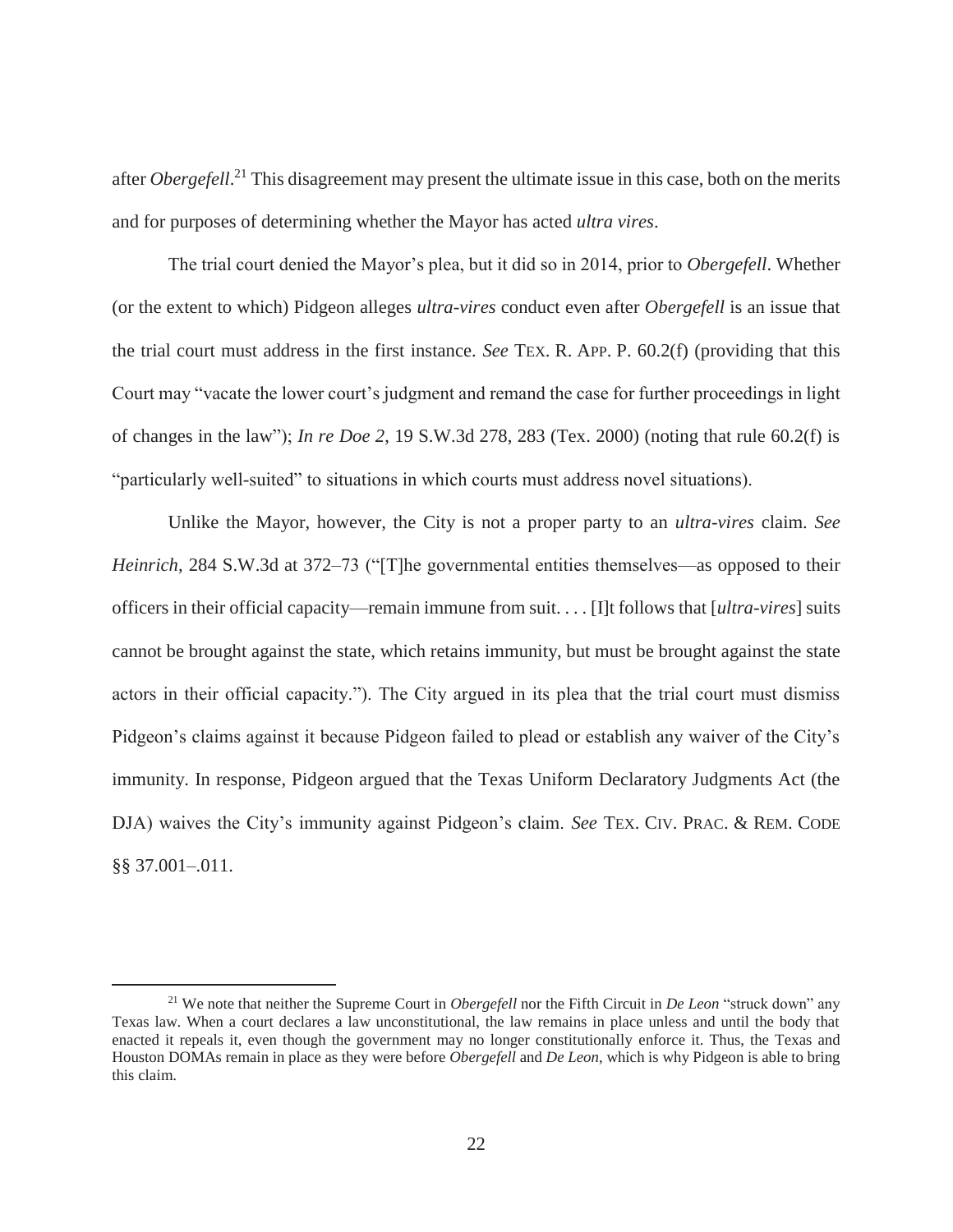after *Obergefell*.[21] This disagreement may present the ultimate issue in this case, both on the merits and for purposes of determining whether the Mayor has acted *ultra vires*.

The trial court denied the Mayor's plea, but it did so in 2014, prior to *Obergefell*. Whether (or the extent to which) Pidgeon alleges *ultra-vires* conduct even after *Obergefell* is an issue that the trial court must address in the first instance. *See* TEX. R. APP. P. 60.2(f) (providing that this Court may "vacate the lower court's judgment and remand the case for further proceedings in light of changes in the law"); *In re Doe 2*, 19 S.W.3d 278, 283 (Tex. 2000) (noting that rule 60.2(f) is "particularly well-suited" to situations in which courts must address novel situations).

Unlike the Mayor, however, the City is not a proper party to an *ultra-vires* claim. *See Heinrich*, 284 S.W.3d at 372–73 ("[T]he governmental entities themselves—as opposed to their officers in their official capacity—remain immune from suit. . . . [I]t follows that [*ultra-vires*] suits cannot be brought against the state, which retains immunity, but must be brought against the state actors in their official capacity."). The City argued in its plea that the trial court must dismiss Pidgeon's claims against it because Pidgeon failed to plead or establish any waiver of the City's immunity. In response, Pidgeon argued that the Texas Uniform Declaratory Judgments Act (the DJA) waives the City's immunity against Pidgeon's claim. *See* TEX. CIV. PRAC. & REM. CODE §§ 37.001–.011.

---

[21] We note that neither the Supreme Court in *Obergefell* nor the Fifth Circuit in *De Leon* "struck down" any Texas law. When a court declares a law unconstitutional, the law remains in place unless and until the body that enacted it repeals it, even though the government may no longer constitutionally enforce it. Thus, the Texas and Houston DOMAs remain in place as they were before *Obergefell* and *De Leon*, which is why Pidgeon is able to bring this claim.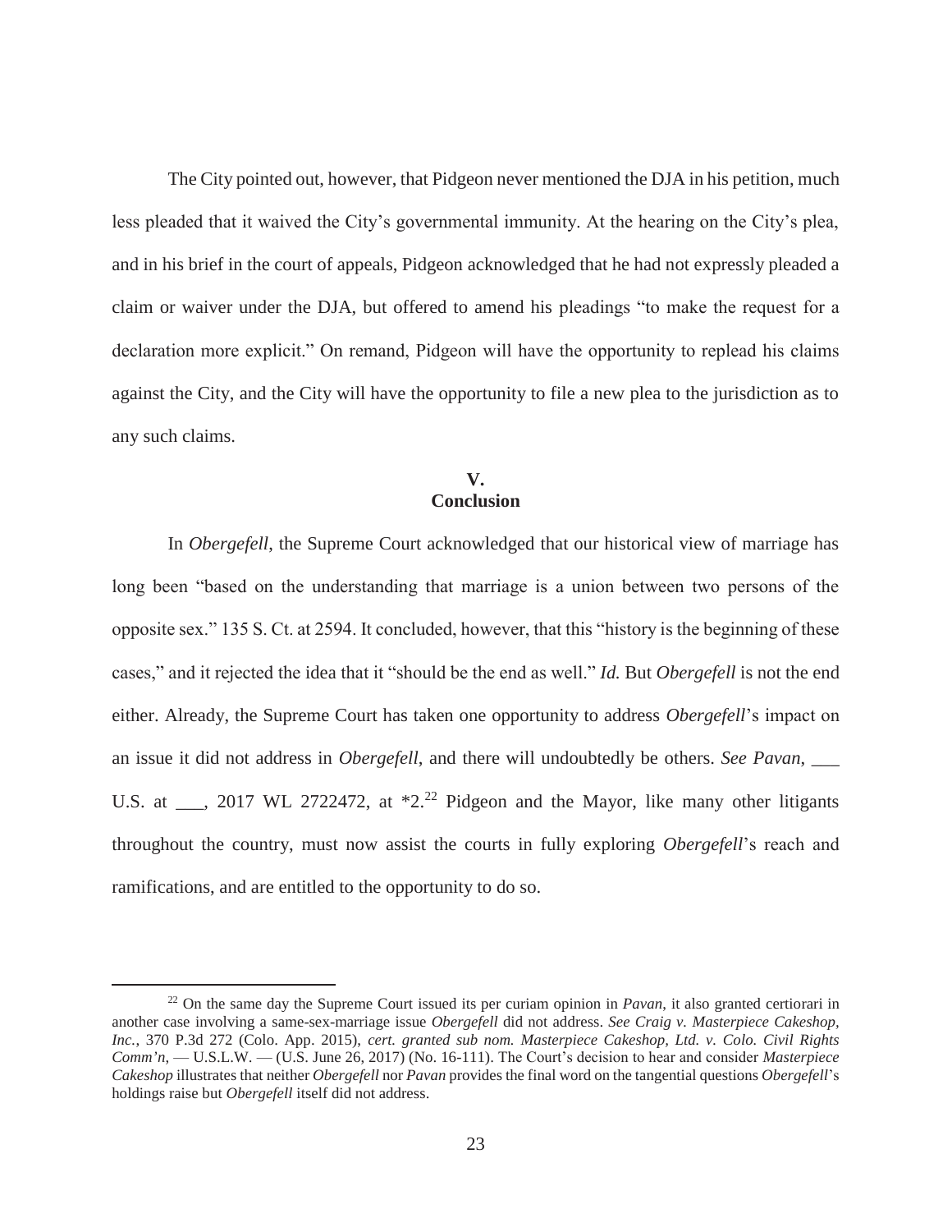The City pointed out, however, that Pidgeon never mentioned the DJA in his petition, much less pleaded that it waived the City's governmental immunity. At the hearing on the City's plea, and in his brief in the court of appeals, Pidgeon acknowledged that he had not expressly pleaded a claim or waiver under the DJA, but offered to amend his pleadings "to make the request for a declaration more explicit." On remand, Pidgeon will have the opportunity to replead his claims against the City, and the City will have the opportunity to file a new plea to the jurisdiction as to any such claims.

## V.
## Conclusion

In *Obergefell*, the Supreme Court acknowledged that our historical view of marriage has long been "based on the understanding that marriage is a union between two persons of the opposite sex." 135 S. Ct. at 2594. It concluded, however, that this "history is the beginning of these cases," and it rejected the idea that it "should be the end as well." *Id.* But *Obergefell* is not the end either. Already, the Supreme Court has taken one opportunity to address *Obergefell*'s impact on an issue it did not address in *Obergefell*, and there will undoubtedly be others. *See Pavan*, ___ U.S. at ___, 2017 WL 2722472, at *2.[22] Pidgeon and the Mayor, like many other litigants throughout the country, must now assist the courts in fully exploring *Obergefell*'s reach and ramifications, and are entitled to the opportunity to do so.

---

[22] On the same day the Supreme Court issued its per curiam opinion in *Pavan*, it also granted certiorari in another case involving a same-sex-marriage issue *Obergefell* did not address. *See Craig v. Masterpiece Cakeshop, Inc.*, 370 P.3d 272 (Colo. App. 2015), *cert. granted sub nom. Masterpiece Cakeshop, Ltd. v. Colo. Civil Rights Comm'n*, — U.S.L.W. — (U.S. June 26, 2017) (No. 16-111). The Court's decision to hear and consider *Masterpiece Cakeshop* illustrates that neither *Obergefell* nor *Pavan* provides the final word on the tangential questions *Obergefell*'s holdings raise but *Obergefell* itself did not address.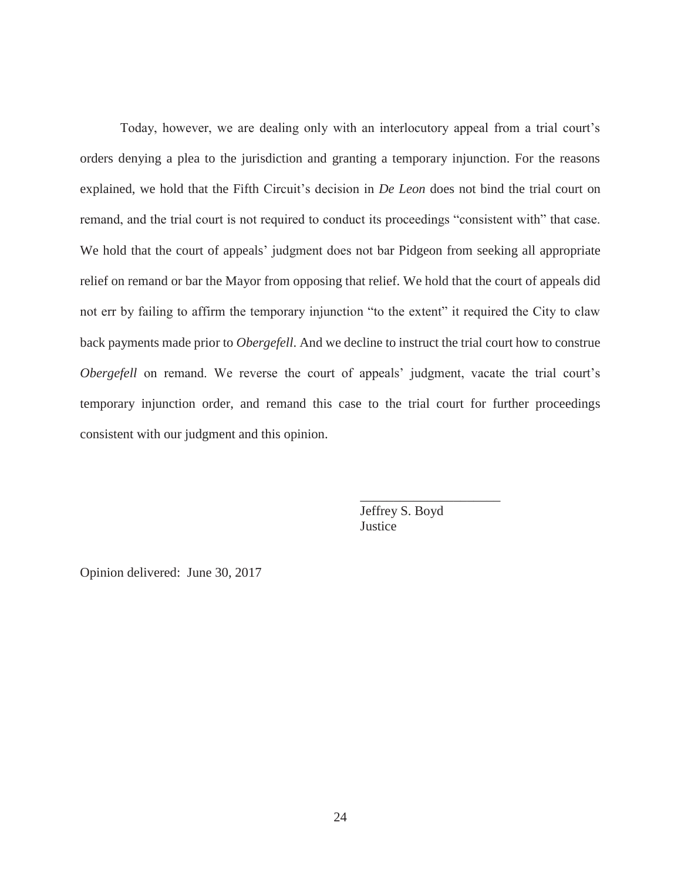Today, however, we are dealing only with an interlocutory appeal from a trial court's orders denying a plea to the jurisdiction and granting a temporary injunction. For the reasons explained, we hold that the Fifth Circuit's decision in *De Leon* does not bind the trial court on remand, and the trial court is not required to conduct its proceedings "consistent with" that case. We hold that the court of appeals' judgment does not bar Pidgeon from seeking all appropriate relief on remand or bar the Mayor from opposing that relief. We hold that the court of appeals did not err by failing to affirm the temporary injunction "to the extent" it required the City to claw back payments made prior to *Obergefell*. And we decline to instruct the trial court how to construe *Obergefell* on remand. We reverse the court of appeals' judgment, vacate the trial court's temporary injunction order, and remand this case to the trial court for further proceedings consistent with our judgment and this opinion.

_____________________
Jeffrey S. Boyd
Justice

Opinion delivered: June 30, 2017